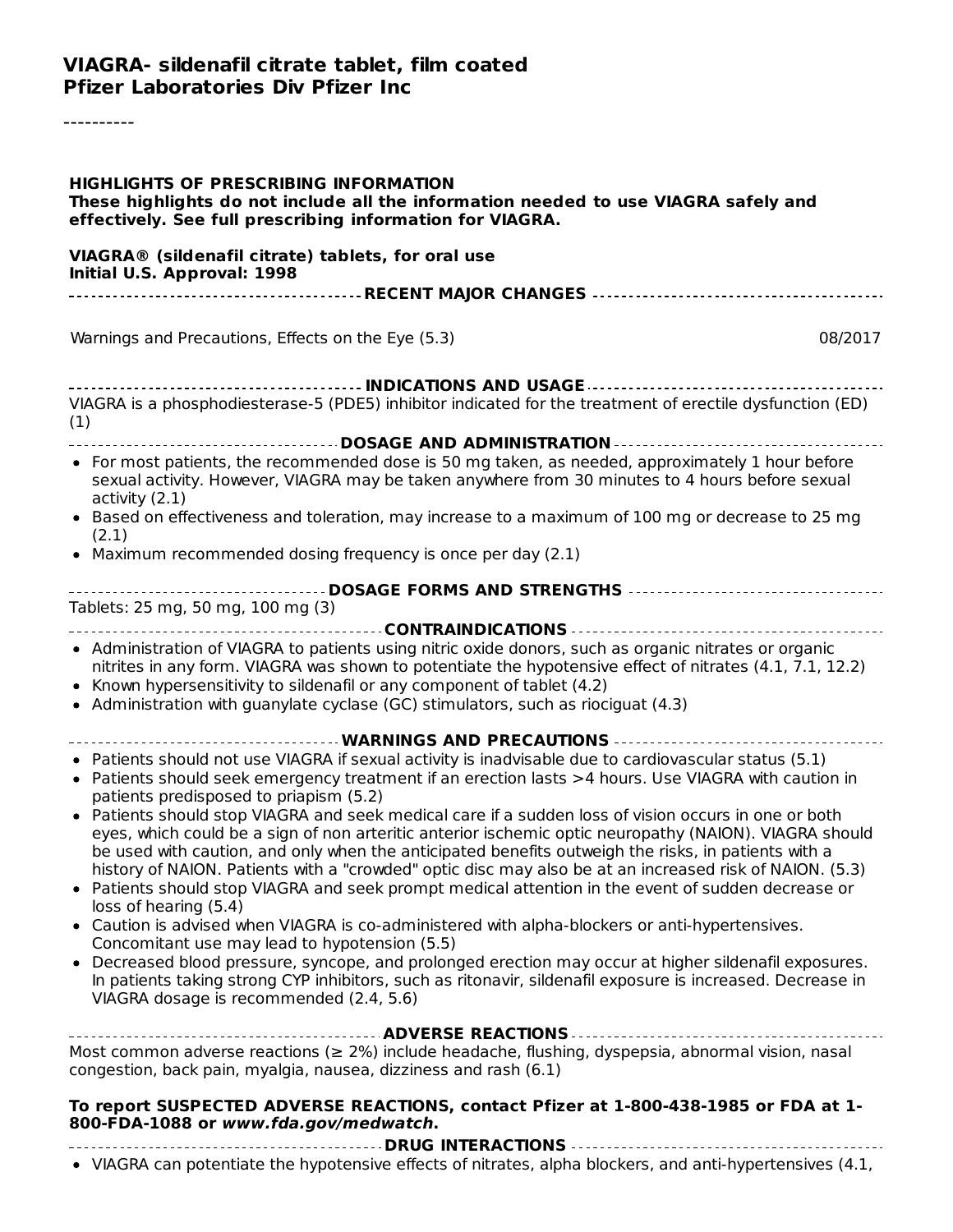**VIAGRA- sildenafil citrate tablet, film coated**
**Pfizer Laboratories Div Pfizer Inc**

----------

**HIGHLIGHTS OF PRESCRIBING INFORMATION**
**These highlights do not include all the information needed to use VIAGRA safely and effectively. See full prescribing information for VIAGRA.**

**VIAGRA® (sildenafil citrate) tablets, for oral use**
**Initial U.S. Approval: 1998**

**RECENT MAJOR CHANGES**

| | |
|---|---|
| Warnings and Precautions, Effects on the Eye (5.3) | 08/2017 |

**INDICATIONS AND USAGE**

VIAGRA is a phosphodiesterase-5 (PDE5) inhibitor indicated for the treatment of erectile dysfunction (ED) (1)

**DOSAGE AND ADMINISTRATION**

- For most patients, the recommended dose is 50 mg taken, as needed, approximately 1 hour before sexual activity. However, VIAGRA may be taken anywhere from 30 minutes to 4 hours before sexual activity (2.1)
- Based on effectiveness and toleration, may increase to a maximum of 100 mg or decrease to 25 mg (2.1)
- Maximum recommended dosing frequency is once per day (2.1)

**DOSAGE FORMS AND STRENGTHS**

Tablets: 25 mg, 50 mg, 100 mg (3)

**CONTRAINDICATIONS**

- Administration of VIAGRA to patients using nitric oxide donors, such as organic nitrates or organic nitrites in any form. VIAGRA was shown to potentiate the hypotensive effect of nitrates (4.1, 7.1, 12.2)
- Known hypersensitivity to sildenafil or any component of tablet (4.2)
- Administration with guanylate cyclase (GC) stimulators, such as riociguat (4.3)

**WARNINGS AND PRECAUTIONS**

- Patients should not use VIAGRA if sexual activity is inadvisable due to cardiovascular status (5.1)
- Patients should seek emergency treatment if an erection lasts >4 hours. Use VIAGRA with caution in patients predisposed to priapism (5.2)
- Patients should stop VIAGRA and seek medical care if a sudden loss of vision occurs in one or both eyes, which could be a sign of non arteritic anterior ischemic optic neuropathy (NAION). VIAGRA should be used with caution, and only when the anticipated benefits outweigh the risks, in patients with a history of NAION. Patients with a "crowded" optic disc may also be at an increased risk of NAION. (5.3)
- Patients should stop VIAGRA and seek prompt medical attention in the event of sudden decrease or loss of hearing (5.4)
- Caution is advised when VIAGRA is co-administered with alpha-blockers or anti-hypertensives. Concomitant use may lead to hypotension (5.5)
- Decreased blood pressure, syncope, and prolonged erection may occur at higher sildenafil exposures. In patients taking strong CYP inhibitors, such as ritonavir, sildenafil exposure is increased. Decrease in VIAGRA dosage is recommended (2.4, 5.6)

**ADVERSE REACTIONS**

Most common adverse reactions (≥ 2%) include headache, flushing, dyspepsia, abnormal vision, nasal congestion, back pain, myalgia, nausea, dizziness and rash (6.1)

**To report SUSPECTED ADVERSE REACTIONS, contact Pfizer at 1-800-438-1985 or FDA at 1-800-FDA-1088 or *www.fda.gov/medwatch*.**

**DRUG INTERACTIONS**

- VIAGRA can potentiate the hypotensive effects of nitrates, alpha blockers, and anti-hypertensives (4.1,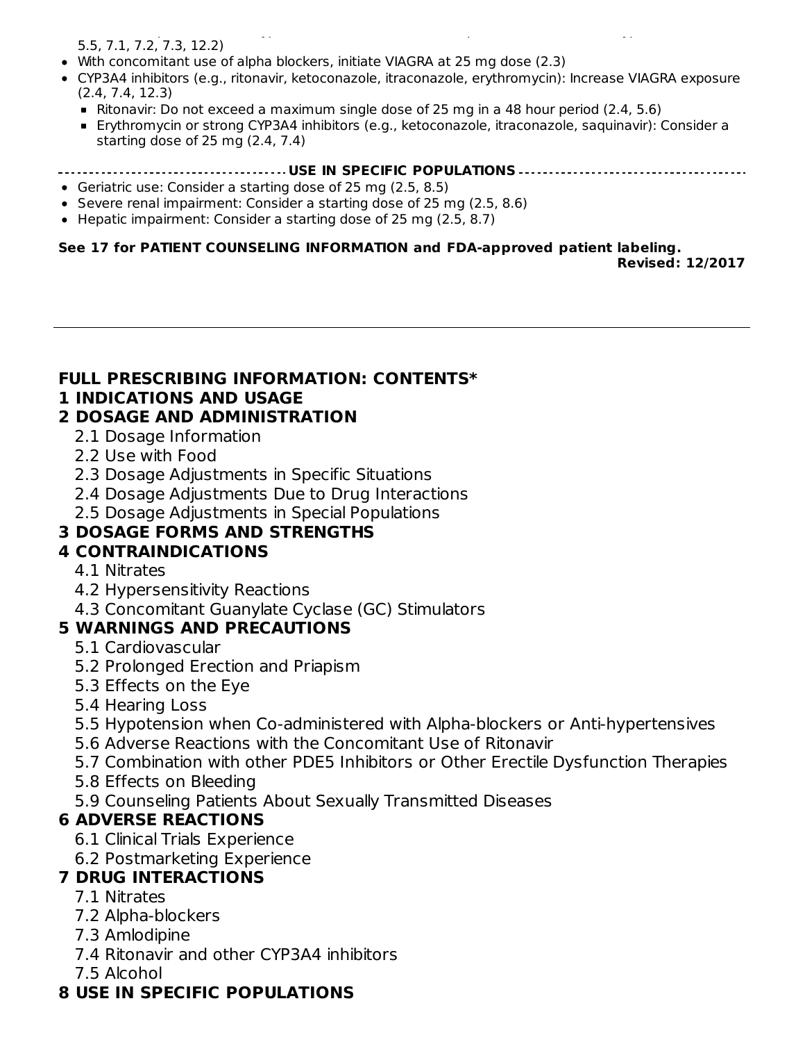5.5, 7.1, 7.2, 7.3, 12.2)

- With concomitant use of alpha blockers, initiate VIAGRA at 25 mg dose (2.3)
- CYP3A4 inhibitors (e.g., ritonavir, ketoconazole, itraconazole, erythromycin): Increase VIAGRA exposure (2.4, 7.4, 12.3)
  - Ritonavir: Do not exceed a maximum single dose of 25 mg in a 48 hour period (2.4, 5.6)
  - Erythromycin or strong CYP3A4 inhibitors (e.g., ketoconazole, itraconazole, saquinavir): Consider a starting dose of 25 mg (2.4, 7.4)

**USE IN SPECIFIC POPULATIONS**

- Geriatric use: Consider a starting dose of 25 mg (2.5, 8.5)
- Severe renal impairment: Consider a starting dose of 25 mg (2.5, 8.6)
- Hepatic impairment: Consider a starting dose of 25 mg (2.5, 8.7)

**See 17 for PATIENT COUNSELING INFORMATION and FDA-approved patient labeling.**

**Revised: 12/2017**

---

## FULL PRESCRIBING INFORMATION: CONTENTS*

**1 INDICATIONS AND USAGE**

**2 DOSAGE AND ADMINISTRATION**
- 2.1 Dosage Information
- 2.2 Use with Food
- 2.3 Dosage Adjustments in Specific Situations
- 2.4 Dosage Adjustments Due to Drug Interactions
- 2.5 Dosage Adjustments in Special Populations

**3 DOSAGE FORMS AND STRENGTHS**

**4 CONTRAINDICATIONS**
- 4.1 Nitrates
- 4.2 Hypersensitivity Reactions
- 4.3 Concomitant Guanylate Cyclase (GC) Stimulators

**5 WARNINGS AND PRECAUTIONS**
- 5.1 Cardiovascular
- 5.2 Prolonged Erection and Priapism
- 5.3 Effects on the Eye
- 5.4 Hearing Loss
- 5.5 Hypotension when Co-administered with Alpha-blockers or Anti-hypertensives
- 5.6 Adverse Reactions with the Concomitant Use of Ritonavir
- 5.7 Combination with other PDE5 Inhibitors or Other Erectile Dysfunction Therapies
- 5.8 Effects on Bleeding
- 5.9 Counseling Patients About Sexually Transmitted Diseases

**6 ADVERSE REACTIONS**
- 6.1 Clinical Trials Experience
- 6.2 Postmarketing Experience

**7 DRUG INTERACTIONS**
- 7.1 Nitrates
- 7.2 Alpha-blockers
- 7.3 Amlodipine
- 7.4 Ritonavir and other CYP3A4 inhibitors
- 7.5 Alcohol

**8 USE IN SPECIFIC POPULATIONS**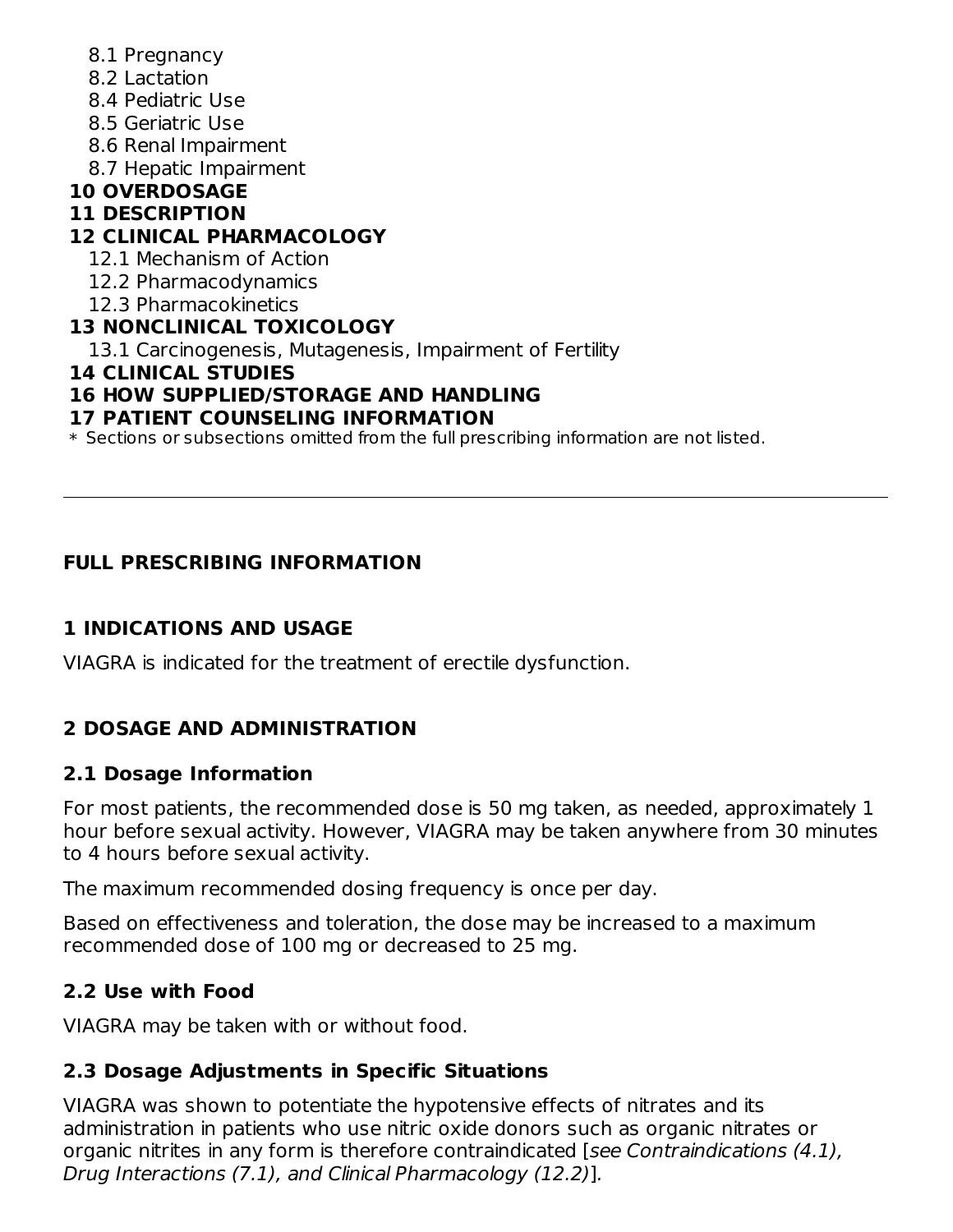- 8.1 Pregnancy
- 8.2 Lactation
- 8.4 Pediatric Use
- 8.5 Geriatric Use
- 8.6 Renal Impairment
- 8.7 Hepatic Impairment

**10 OVERDOSAGE**

**11 DESCRIPTION**

**12 CLINICAL PHARMACOLOGY**

- 12.1 Mechanism of Action
- 12.2 Pharmacodynamics
- 12.3 Pharmacokinetics

**13 NONCLINICAL TOXICOLOGY**

- 13.1 Carcinogenesis, Mutagenesis, Impairment of Fertility

**14 CLINICAL STUDIES**

**16 HOW SUPPLIED/STORAGE AND HANDLING**

**17 PATIENT COUNSELING INFORMATION**

* Sections or subsections omitted from the full prescribing information are not listed.

---

## FULL PRESCRIBING INFORMATION

## 1 INDICATIONS AND USAGE

VIAGRA is indicated for the treatment of erectile dysfunction.

## 2 DOSAGE AND ADMINISTRATION

### 2.1 Dosage Information

For most patients, the recommended dose is 50 mg taken, as needed, approximately 1 hour before sexual activity. However, VIAGRA may be taken anywhere from 30 minutes to 4 hours before sexual activity.

The maximum recommended dosing frequency is once per day.

Based on effectiveness and toleration, the dose may be increased to a maximum recommended dose of 100 mg or decreased to 25 mg.

### 2.2 Use with Food

VIAGRA may be taken with or without food.

### 2.3 Dosage Adjustments in Specific Situations

VIAGRA was shown to potentiate the hypotensive effects of nitrates and its administration in patients who use nitric oxide donors such as organic nitrates or organic nitrites in any form is therefore contraindicated [*see Contraindications (4.1), Drug Interactions (7.1), and Clinical Pharmacology (12.2)*].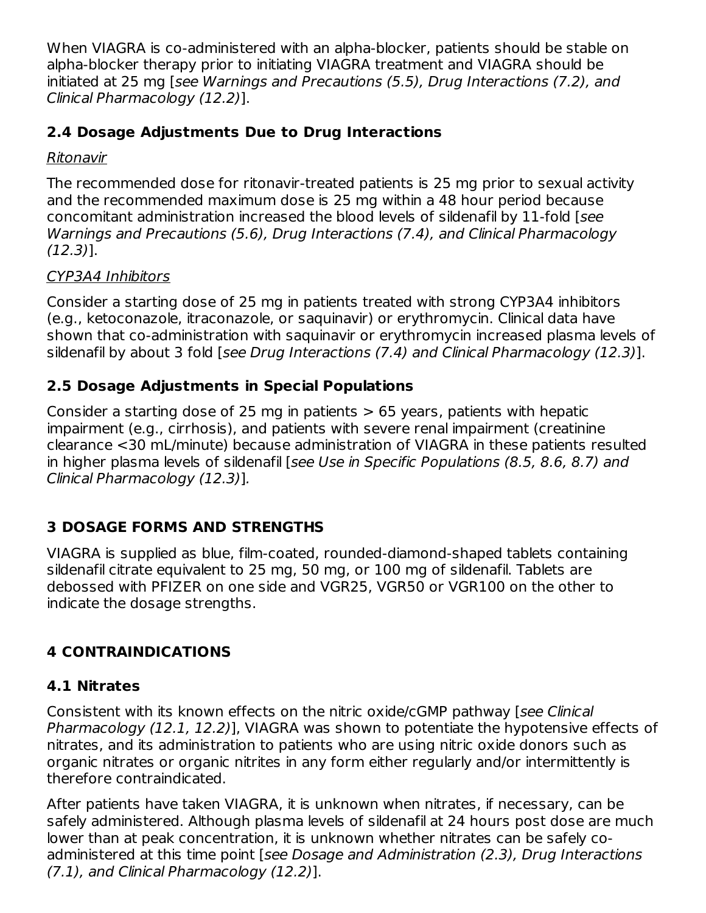When VIAGRA is co-administered with an alpha-blocker, patients should be stable on alpha-blocker therapy prior to initiating VIAGRA treatment and VIAGRA should be initiated at 25 mg [*see Warnings and Precautions (5.5), Drug Interactions (7.2), and Clinical Pharmacology (12.2)*].

### 2.4 Dosage Adjustments Due to Drug Interactions

Ritonavir

The recommended dose for ritonavir-treated patients is 25 mg prior to sexual activity and the recommended maximum dose is 25 mg within a 48 hour period because concomitant administration increased the blood levels of sildenafil by 11-fold [*see Warnings and Precautions (5.6), Drug Interactions (7.4), and Clinical Pharmacology (12.3)*].

CYP3A4 Inhibitors

Consider a starting dose of 25 mg in patients treated with strong CYP3A4 inhibitors (e.g., ketoconazole, itraconazole, or saquinavir) or erythromycin. Clinical data have shown that co-administration with saquinavir or erythromycin increased plasma levels of sildenafil by about 3 fold [*see Drug Interactions (7.4) and Clinical Pharmacology (12.3)*].

### 2.5 Dosage Adjustments in Special Populations

Consider a starting dose of 25 mg in patients > 65 years, patients with hepatic impairment (e.g., cirrhosis), and patients with severe renal impairment (creatinine clearance <30 mL/minute) because administration of VIAGRA in these patients resulted in higher plasma levels of sildenafil [*see Use in Specific Populations (8.5, 8.6, 8.7) and Clinical Pharmacology (12.3)*].

## 3 DOSAGE FORMS AND STRENGTHS

VIAGRA is supplied as blue, film-coated, rounded-diamond-shaped tablets containing sildenafil citrate equivalent to 25 mg, 50 mg, or 100 mg of sildenafil. Tablets are debossed with PFIZER on one side and VGR25, VGR50 or VGR100 on the other to indicate the dosage strengths.

## 4 CONTRAINDICATIONS

### 4.1 Nitrates

Consistent with its known effects on the nitric oxide/cGMP pathway [*see Clinical Pharmacology (12.1, 12.2)*], VIAGRA was shown to potentiate the hypotensive effects of nitrates, and its administration to patients who are using nitric oxide donors such as organic nitrates or organic nitrites in any form either regularly and/or intermittently is therefore contraindicated.

After patients have taken VIAGRA, it is unknown when nitrates, if necessary, can be safely administered. Although plasma levels of sildenafil at 24 hours post dose are much lower than at peak concentration, it is unknown whether nitrates can be safely co-administered at this time point [*see Dosage and Administration (2.3), Drug Interactions (7.1), and Clinical Pharmacology (12.2)*].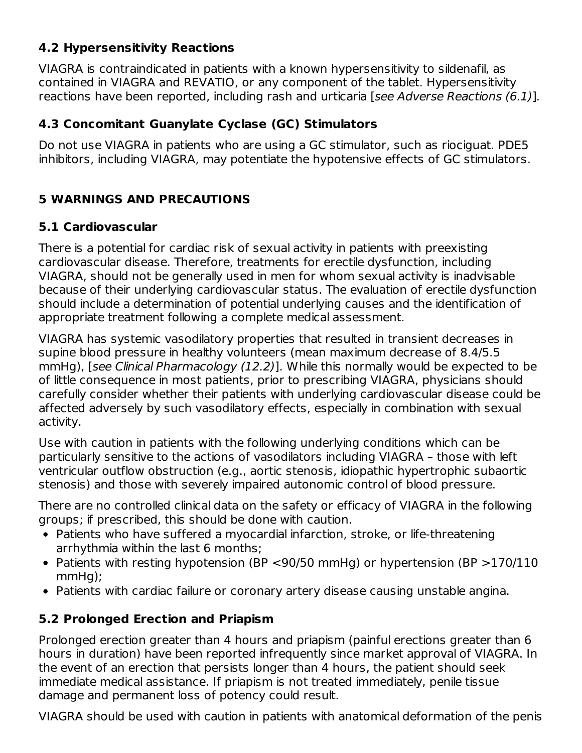### 4.2 Hypersensitivity Reactions

VIAGRA is contraindicated in patients with a known hypersensitivity to sildenafil, as contained in VIAGRA and REVATIO, or any component of the tablet. Hypersensitivity reactions have been reported, including rash and urticaria [*see Adverse Reactions (6.1)*].

### 4.3 Concomitant Guanylate Cyclase (GC) Stimulators

Do not use VIAGRA in patients who are using a GC stimulator, such as riociguat. PDE5 inhibitors, including VIAGRA, may potentiate the hypotensive effects of GC stimulators.

## 5 WARNINGS AND PRECAUTIONS

### 5.1 Cardiovascular

There is a potential for cardiac risk of sexual activity in patients with preexisting cardiovascular disease. Therefore, treatments for erectile dysfunction, including VIAGRA, should not be generally used in men for whom sexual activity is inadvisable because of their underlying cardiovascular status. The evaluation of erectile dysfunction should include a determination of potential underlying causes and the identification of appropriate treatment following a complete medical assessment.

VIAGRA has systemic vasodilatory properties that resulted in transient decreases in supine blood pressure in healthy volunteers (mean maximum decrease of 8.4/5.5 mmHg), [*see Clinical Pharmacology (12.2)*]. While this normally would be expected to be of little consequence in most patients, prior to prescribing VIAGRA, physicians should carefully consider whether their patients with underlying cardiovascular disease could be affected adversely by such vasodilatory effects, especially in combination with sexual activity.

Use with caution in patients with the following underlying conditions which can be particularly sensitive to the actions of vasodilators including VIAGRA – those with left ventricular outflow obstruction (e.g., aortic stenosis, idiopathic hypertrophic subaortic stenosis) and those with severely impaired autonomic control of blood pressure.

There are no controlled clinical data on the safety or efficacy of VIAGRA in the following groups; if prescribed, this should be done with caution.

- Patients who have suffered a myocardial infarction, stroke, or life-threatening arrhythmia within the last 6 months;
- Patients with resting hypotension (BP <90/50 mmHg) or hypertension (BP >170/110 mmHg);
- Patients with cardiac failure or coronary artery disease causing unstable angina.

### 5.2 Prolonged Erection and Priapism

Prolonged erection greater than 4 hours and priapism (painful erections greater than 6 hours in duration) have been reported infrequently since market approval of VIAGRA. In the event of an erection that persists longer than 4 hours, the patient should seek immediate medical assistance. If priapism is not treated immediately, penile tissue damage and permanent loss of potency could result.

VIAGRA should be used with caution in patients with anatomical deformation of the penis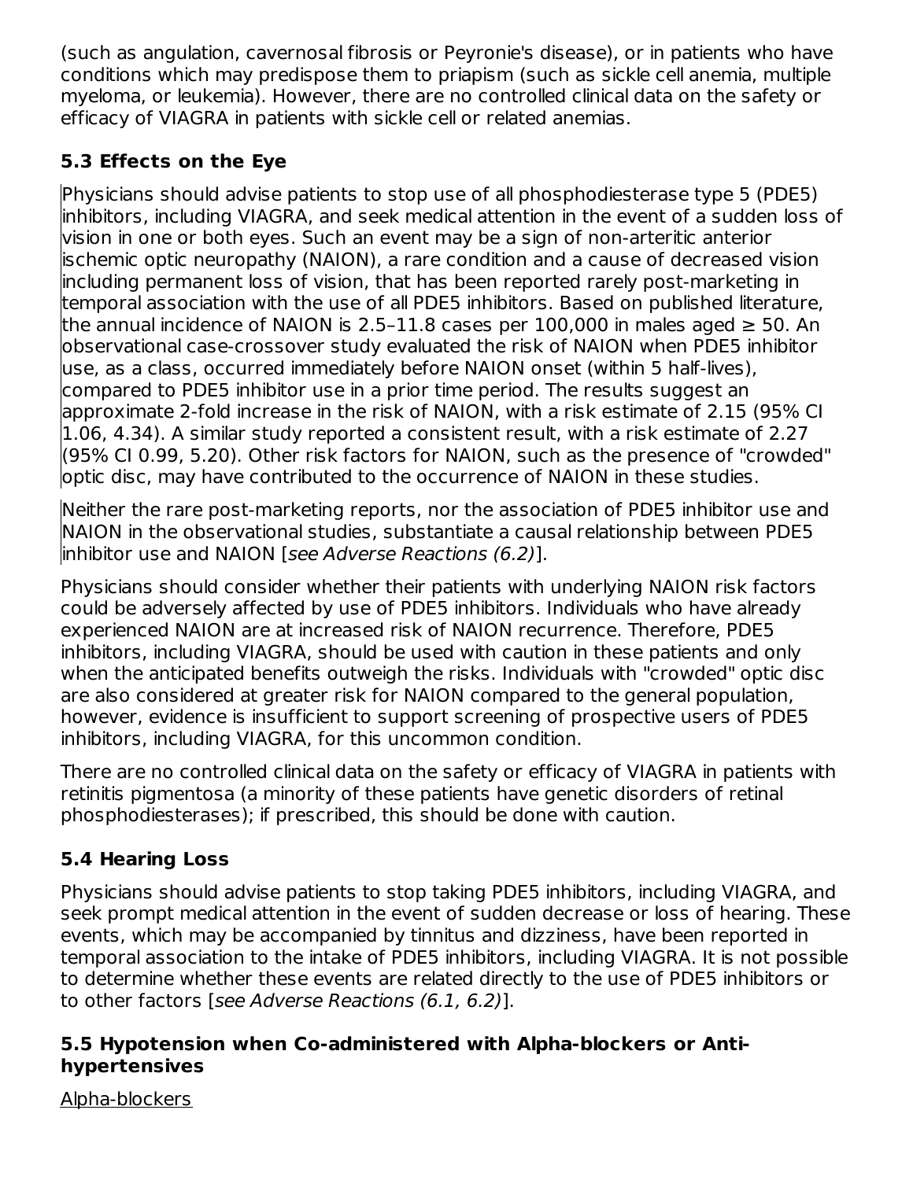(such as angulation, cavernosal fibrosis or Peyronie's disease), or in patients who have conditions which may predispose them to priapism (such as sickle cell anemia, multiple myeloma, or leukemia). However, there are no controlled clinical data on the safety or efficacy of VIAGRA in patients with sickle cell or related anemias.

### 5.3 Effects on the Eye

Physicians should advise patients to stop use of all phosphodiesterase type 5 (PDE5) inhibitors, including VIAGRA, and seek medical attention in the event of a sudden loss of vision in one or both eyes. Such an event may be a sign of non-arteritic anterior ischemic optic neuropathy (NAION), a rare condition and a cause of decreased vision including permanent loss of vision, that has been reported rarely post-marketing in temporal association with the use of all PDE5 inhibitors. Based on published literature, the annual incidence of NAION is 2.5–11.8 cases per 100,000 in males aged ≥ 50. An observational case-crossover study evaluated the risk of NAION when PDE5 inhibitor use, as a class, occurred immediately before NAION onset (within 5 half-lives), compared to PDE5 inhibitor use in a prior time period. The results suggest an approximate 2-fold increase in the risk of NAION, with a risk estimate of 2.15 (95% CI 1.06, 4.34). A similar study reported a consistent result, with a risk estimate of 2.27 (95% CI 0.99, 5.20). Other risk factors for NAION, such as the presence of "crowded" optic disc, may have contributed to the occurrence of NAION in these studies.

Neither the rare post-marketing reports, nor the association of PDE5 inhibitor use and NAION in the observational studies, substantiate a causal relationship between PDE5 inhibitor use and NAION [*see Adverse Reactions (6.2)*].

Physicians should consider whether their patients with underlying NAION risk factors could be adversely affected by use of PDE5 inhibitors. Individuals who have already experienced NAION are at increased risk of NAION recurrence. Therefore, PDE5 inhibitors, including VIAGRA, should be used with caution in these patients and only when the anticipated benefits outweigh the risks. Individuals with "crowded" optic disc are also considered at greater risk for NAION compared to the general population, however, evidence is insufficient to support screening of prospective users of PDE5 inhibitors, including VIAGRA, for this uncommon condition.

There are no controlled clinical data on the safety or efficacy of VIAGRA in patients with retinitis pigmentosa (a minority of these patients have genetic disorders of retinal phosphodiesterases); if prescribed, this should be done with caution.

### 5.4 Hearing Loss

Physicians should advise patients to stop taking PDE5 inhibitors, including VIAGRA, and seek prompt medical attention in the event of sudden decrease or loss of hearing. These events, which may be accompanied by tinnitus and dizziness, have been reported in temporal association to the intake of PDE5 inhibitors, including VIAGRA. It is not possible to determine whether these events are related directly to the use of PDE5 inhibitors or to other factors [*see Adverse Reactions (6.1, 6.2)*].

### 5.5 Hypotension when Co-administered with Alpha-blockers or Anti-hypertensives

Alpha-blockers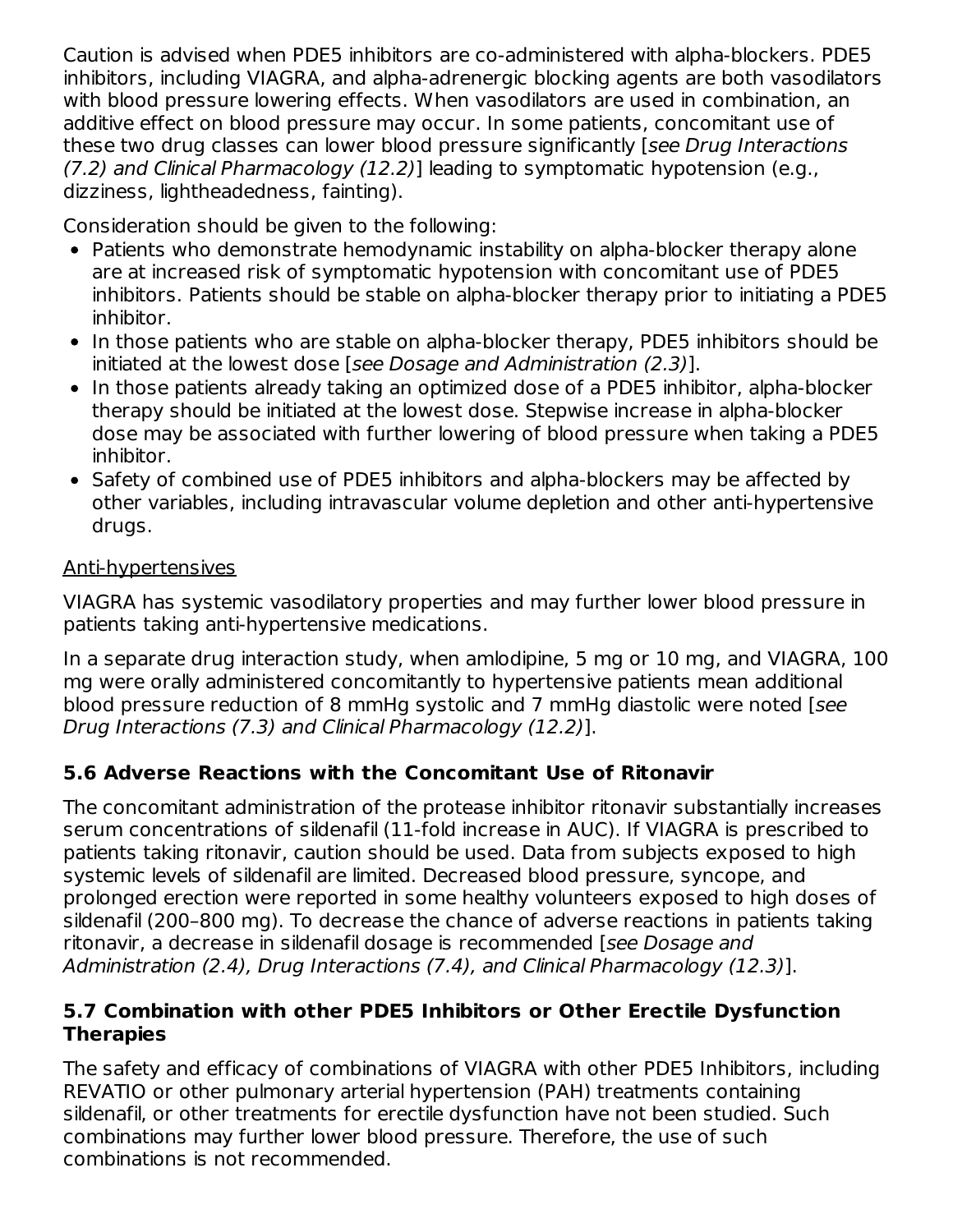Caution is advised when PDE5 inhibitors are co-administered with alpha-blockers. PDE5 inhibitors, including VIAGRA, and alpha-adrenergic blocking agents are both vasodilators with blood pressure lowering effects. When vasodilators are used in combination, an additive effect on blood pressure may occur. In some patients, concomitant use of these two drug classes can lower blood pressure significantly [*see Drug Interactions (7.2) and Clinical Pharmacology (12.2)*] leading to symptomatic hypotension (e.g., dizziness, lightheadedness, fainting).

Consideration should be given to the following:

- Patients who demonstrate hemodynamic instability on alpha-blocker therapy alone are at increased risk of symptomatic hypotension with concomitant use of PDE5 inhibitors. Patients should be stable on alpha-blocker therapy prior to initiating a PDE5 inhibitor.
- In those patients who are stable on alpha-blocker therapy, PDE5 inhibitors should be initiated at the lowest dose [*see Dosage and Administration (2.3)*].
- In those patients already taking an optimized dose of a PDE5 inhibitor, alpha-blocker therapy should be initiated at the lowest dose. Stepwise increase in alpha-blocker dose may be associated with further lowering of blood pressure when taking a PDE5 inhibitor.
- Safety of combined use of PDE5 inhibitors and alpha-blockers may be affected by other variables, including intravascular volume depletion and other anti-hypertensive drugs.

<u>Anti-hypertensives</u>

VIAGRA has systemic vasodilatory properties and may further lower blood pressure in patients taking anti-hypertensive medications.

In a separate drug interaction study, when amlodipine, 5 mg or 10 mg, and VIAGRA, 100 mg were orally administered concomitantly to hypertensive patients mean additional blood pressure reduction of 8 mmHg systolic and 7 mmHg diastolic were noted [*see Drug Interactions (7.3) and Clinical Pharmacology (12.2)*].

### 5.6 Adverse Reactions with the Concomitant Use of Ritonavir

The concomitant administration of the protease inhibitor ritonavir substantially increases serum concentrations of sildenafil (11-fold increase in AUC). If VIAGRA is prescribed to patients taking ritonavir, caution should be used. Data from subjects exposed to high systemic levels of sildenafil are limited. Decreased blood pressure, syncope, and prolonged erection were reported in some healthy volunteers exposed to high doses of sildenafil (200–800 mg). To decrease the chance of adverse reactions in patients taking ritonavir, a decrease in sildenafil dosage is recommended [*see Dosage and Administration (2.4), Drug Interactions (7.4), and Clinical Pharmacology (12.3)*].

### 5.7 Combination with other PDE5 Inhibitors or Other Erectile Dysfunction Therapies

The safety and efficacy of combinations of VIAGRA with other PDE5 Inhibitors, including REVATIO or other pulmonary arterial hypertension (PAH) treatments containing sildenafil, or other treatments for erectile dysfunction have not been studied. Such combinations may further lower blood pressure. Therefore, the use of such combinations is not recommended.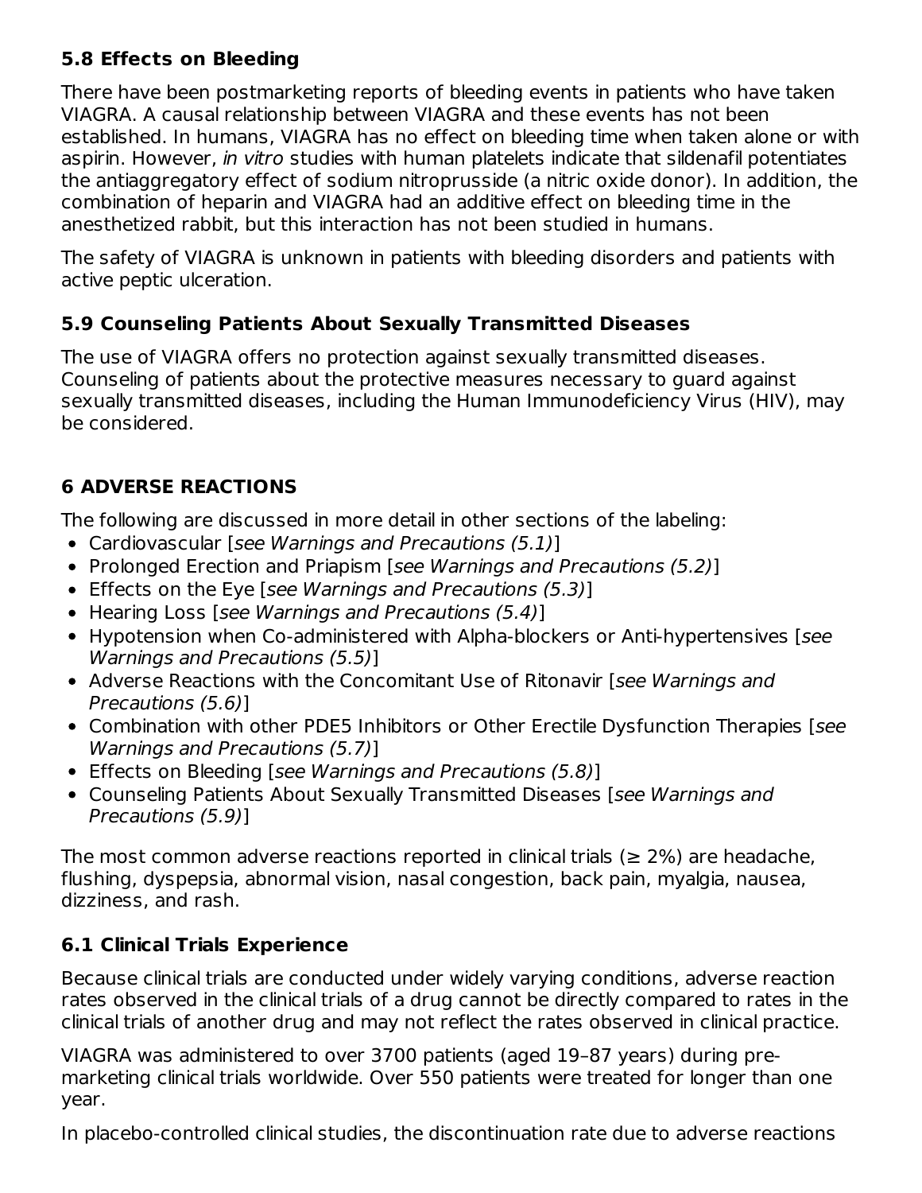### 5.8 Effects on Bleeding

There have been postmarketing reports of bleeding events in patients who have taken VIAGRA. A causal relationship between VIAGRA and these events has not been established. In humans, VIAGRA has no effect on bleeding time when taken alone or with aspirin. However, *in vitro* studies with human platelets indicate that sildenafil potentiates the antiaggregatory effect of sodium nitroprusside (a nitric oxide donor). In addition, the combination of heparin and VIAGRA had an additive effect on bleeding time in the anesthetized rabbit, but this interaction has not been studied in humans.

The safety of VIAGRA is unknown in patients with bleeding disorders and patients with active peptic ulceration.

### 5.9 Counseling Patients About Sexually Transmitted Diseases

The use of VIAGRA offers no protection against sexually transmitted diseases. Counseling of patients about the protective measures necessary to guard against sexually transmitted diseases, including the Human Immunodeficiency Virus (HIV), may be considered.

## 6 ADVERSE REACTIONS

The following are discussed in more detail in other sections of the labeling:

- Cardiovascular [*see Warnings and Precautions (5.1)*]
- Prolonged Erection and Priapism [*see Warnings and Precautions (5.2)*]
- Effects on the Eye [*see Warnings and Precautions (5.3)*]
- Hearing Loss [*see Warnings and Precautions (5.4)*]
- Hypotension when Co-administered with Alpha-blockers or Anti-hypertensives [*see Warnings and Precautions (5.5)*]
- Adverse Reactions with the Concomitant Use of Ritonavir [*see Warnings and Precautions (5.6)*]
- Combination with other PDE5 Inhibitors or Other Erectile Dysfunction Therapies [*see Warnings and Precautions (5.7)*]
- Effects on Bleeding [*see Warnings and Precautions (5.8)*]
- Counseling Patients About Sexually Transmitted Diseases [*see Warnings and Precautions (5.9)*]

The most common adverse reactions reported in clinical trials (≥ 2%) are headache, flushing, dyspepsia, abnormal vision, nasal congestion, back pain, myalgia, nausea, dizziness, and rash.

### 6.1 Clinical Trials Experience

Because clinical trials are conducted under widely varying conditions, adverse reaction rates observed in the clinical trials of a drug cannot be directly compared to rates in the clinical trials of another drug and may not reflect the rates observed in clinical practice.

VIAGRA was administered to over 3700 patients (aged 19–87 years) during pre-marketing clinical trials worldwide. Over 550 patients were treated for longer than one year.

In placebo-controlled clinical studies, the discontinuation rate due to adverse reactions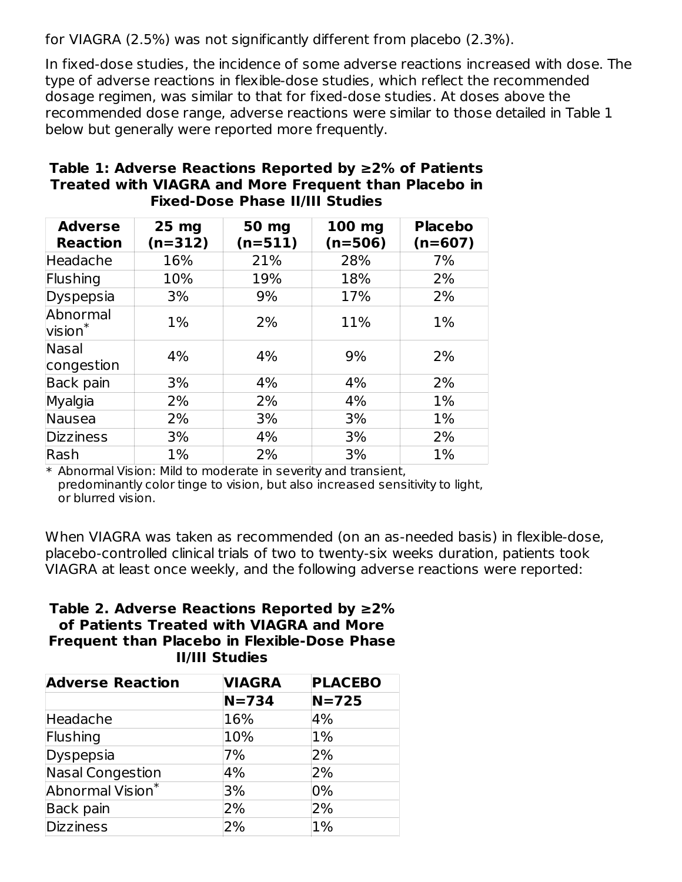for VIAGRA (2.5%) was not significantly different from placebo (2.3%).

In fixed-dose studies, the incidence of some adverse reactions increased with dose. The type of adverse reactions in flexible-dose studies, which reflect the recommended dosage regimen, was similar to that for fixed-dose studies. At doses above the recommended dose range, adverse reactions were similar to those detailed in Table 1 below but generally were reported more frequently.

**Table 1: Adverse Reactions Reported by ≥2% of Patients Treated with VIAGRA and More Frequent than Placebo in Fixed-Dose Phase II/III Studies**

| Adverse Reaction | 25 mg (n=312) | 50 mg (n=511) | 100 mg (n=506) | Placebo (n=607) |
|---|---|---|---|---|
| Headache | 16% | 21% | 28% | 7% |
| Flushing | 10% | 19% | 18% | 2% |
| Dyspepsia | 3% | 9% | 17% | 2% |
| Abnormal vision* | 1% | 2% | 11% | 1% |
| Nasal congestion | 4% | 4% | 9% | 2% |
| Back pain | 3% | 4% | 4% | 2% |
| Myalgia | 2% | 2% | 4% | 1% |
| Nausea | 2% | 3% | 3% | 1% |
| Dizziness | 3% | 4% | 3% | 2% |
| Rash | 1% | 2% | 3% | 1% |

\* Abnormal Vision: Mild to moderate in severity and transient, predominantly color tinge to vision, but also increased sensitivity to light, or blurred vision.

When VIAGRA was taken as recommended (on an as-needed basis) in flexible-dose, placebo-controlled clinical trials of two to twenty-six weeks duration, patients took VIAGRA at least once weekly, and the following adverse reactions were reported:

**Table 2. Adverse Reactions Reported by ≥2% of Patients Treated with VIAGRA and More Frequent than Placebo in Flexible-Dose Phase II/III Studies**

| Adverse Reaction | VIAGRA | PLACEBO |
|---|---|---|
| | N=734 | N=725 |
| Headache | 16% | 4% |
| Flushing | 10% | 1% |
| Dyspepsia | 7% | 2% |
| Nasal Congestion | 4% | 2% |
| Abnormal Vision* | 3% | 0% |
| Back pain | 2% | 2% |
| Dizziness | 2% | 1% |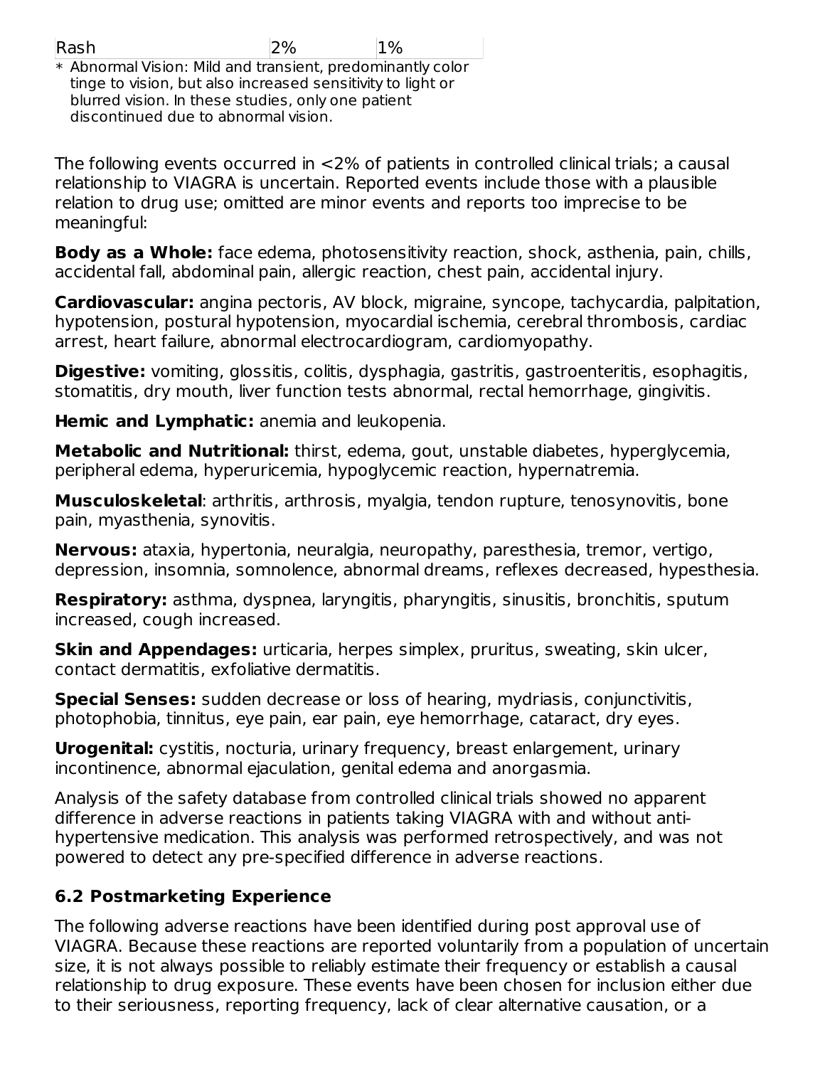| Rash | 2% | 1% |
|---|---|---|

* Abnormal Vision: Mild and transient, predominantly color tinge to vision, but also increased sensitivity to light or blurred vision. In these studies, only one patient discontinued due to abnormal vision.

The following events occurred in <2% of patients in controlled clinical trials; a causal relationship to VIAGRA is uncertain. Reported events include those with a plausible relation to drug use; omitted are minor events and reports too imprecise to be meaningful:

**Body as a Whole:** face edema, photosensitivity reaction, shock, asthenia, pain, chills, accidental fall, abdominal pain, allergic reaction, chest pain, accidental injury.

**Cardiovascular:** angina pectoris, AV block, migraine, syncope, tachycardia, palpitation, hypotension, postural hypotension, myocardial ischemia, cerebral thrombosis, cardiac arrest, heart failure, abnormal electrocardiogram, cardiomyopathy.

**Digestive:** vomiting, glossitis, colitis, dysphagia, gastritis, gastroenteritis, esophagitis, stomatitis, dry mouth, liver function tests abnormal, rectal hemorrhage, gingivitis.

**Hemic and Lymphatic:** anemia and leukopenia.

**Metabolic and Nutritional:** thirst, edema, gout, unstable diabetes, hyperglycemia, peripheral edema, hyperuricemia, hypoglycemic reaction, hypernatremia.

**Musculoskeletal**: arthritis, arthrosis, myalgia, tendon rupture, tenosynovitis, bone pain, myasthenia, synovitis.

**Nervous:** ataxia, hypertonia, neuralgia, neuropathy, paresthesia, tremor, vertigo, depression, insomnia, somnolence, abnormal dreams, reflexes decreased, hypesthesia.

**Respiratory:** asthma, dyspnea, laryngitis, pharyngitis, sinusitis, bronchitis, sputum increased, cough increased.

**Skin and Appendages:** urticaria, herpes simplex, pruritus, sweating, skin ulcer, contact dermatitis, exfoliative dermatitis.

**Special Senses:** sudden decrease or loss of hearing, mydriasis, conjunctivitis, photophobia, tinnitus, eye pain, ear pain, eye hemorrhage, cataract, dry eyes.

**Urogenital:** cystitis, nocturia, urinary frequency, breast enlargement, urinary incontinence, abnormal ejaculation, genital edema and anorgasmia.

Analysis of the safety database from controlled clinical trials showed no apparent difference in adverse reactions in patients taking VIAGRA with and without anti-hypertensive medication. This analysis was performed retrospectively, and was not powered to detect any pre-specified difference in adverse reactions.

### 6.2 Postmarketing Experience

The following adverse reactions have been identified during post approval use of VIAGRA. Because these reactions are reported voluntarily from a population of uncertain size, it is not always possible to reliably estimate their frequency or establish a causal relationship to drug exposure. These events have been chosen for inclusion either due to their seriousness, reporting frequency, lack of clear alternative causation, or a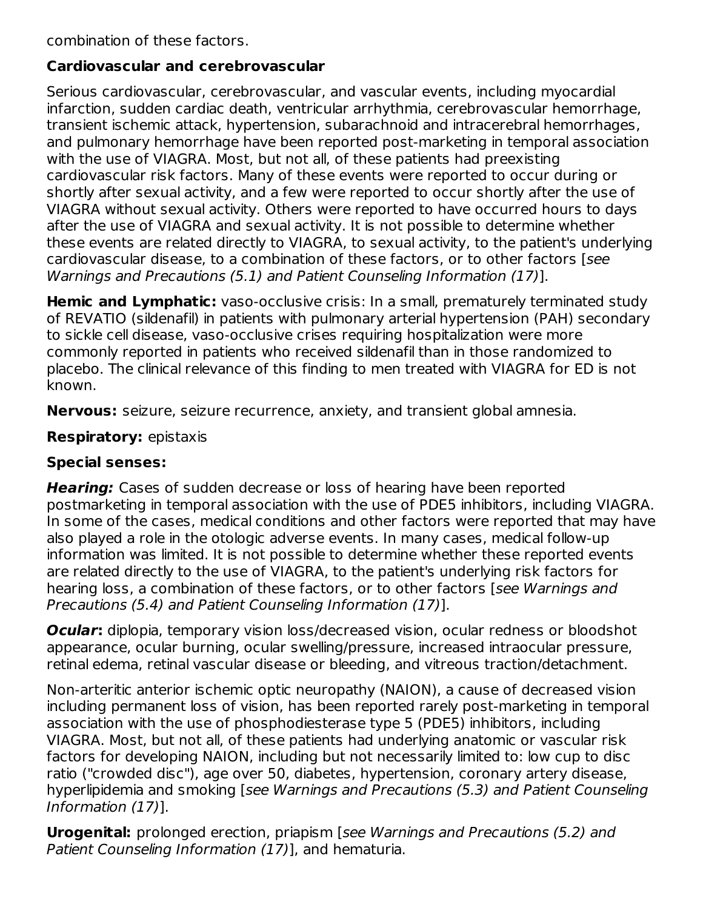combination of these factors.

**Cardiovascular and cerebrovascular**

Serious cardiovascular, cerebrovascular, and vascular events, including myocardial infarction, sudden cardiac death, ventricular arrhythmia, cerebrovascular hemorrhage, transient ischemic attack, hypertension, subarachnoid and intracerebral hemorrhages, and pulmonary hemorrhage have been reported post-marketing in temporal association with the use of VIAGRA. Most, but not all, of these patients had preexisting cardiovascular risk factors. Many of these events were reported to occur during or shortly after sexual activity, and a few were reported to occur shortly after the use of VIAGRA without sexual activity. Others were reported to have occurred hours to days after the use of VIAGRA and sexual activity. It is not possible to determine whether these events are related directly to VIAGRA, to sexual activity, to the patient's underlying cardiovascular disease, to a combination of these factors, or to other factors [*see Warnings and Precautions (5.1) and Patient Counseling Information (17)*].

**Hemic and Lymphatic:** vaso-occlusive crisis: In a small, prematurely terminated study of REVATIO (sildenafil) in patients with pulmonary arterial hypertension (PAH) secondary to sickle cell disease, vaso-occlusive crises requiring hospitalization were more commonly reported in patients who received sildenafil than in those randomized to placebo. The clinical relevance of this finding to men treated with VIAGRA for ED is not known.

**Nervous:** seizure, seizure recurrence, anxiety, and transient global amnesia.

**Respiratory:** epistaxis

**Special senses:**

***Hearing:*** Cases of sudden decrease or loss of hearing have been reported postmarketing in temporal association with the use of PDE5 inhibitors, including VIAGRA. In some of the cases, medical conditions and other factors were reported that may have also played a role in the otologic adverse events. In many cases, medical follow-up information was limited. It is not possible to determine whether these reported events are related directly to the use of VIAGRA, to the patient's underlying risk factors for hearing loss, a combination of these factors, or to other factors [*see Warnings and Precautions (5.4) and Patient Counseling Information (17)*].

***Ocular*:** diplopia, temporary vision loss/decreased vision, ocular redness or bloodshot appearance, ocular burning, ocular swelling/pressure, increased intraocular pressure, retinal edema, retinal vascular disease or bleeding, and vitreous traction/detachment.

Non-arteritic anterior ischemic optic neuropathy (NAION), a cause of decreased vision including permanent loss of vision, has been reported rarely post-marketing in temporal association with the use of phosphodiesterase type 5 (PDE5) inhibitors, including VIAGRA. Most, but not all, of these patients had underlying anatomic or vascular risk factors for developing NAION, including but not necessarily limited to: low cup to disc ratio ("crowded disc"), age over 50, diabetes, hypertension, coronary artery disease, hyperlipidemia and smoking [*see Warnings and Precautions (5.3) and Patient Counseling Information (17)*].

**Urogenital:** prolonged erection, priapism [*see Warnings and Precautions (5.2) and Patient Counseling Information (17)*], and hematuria.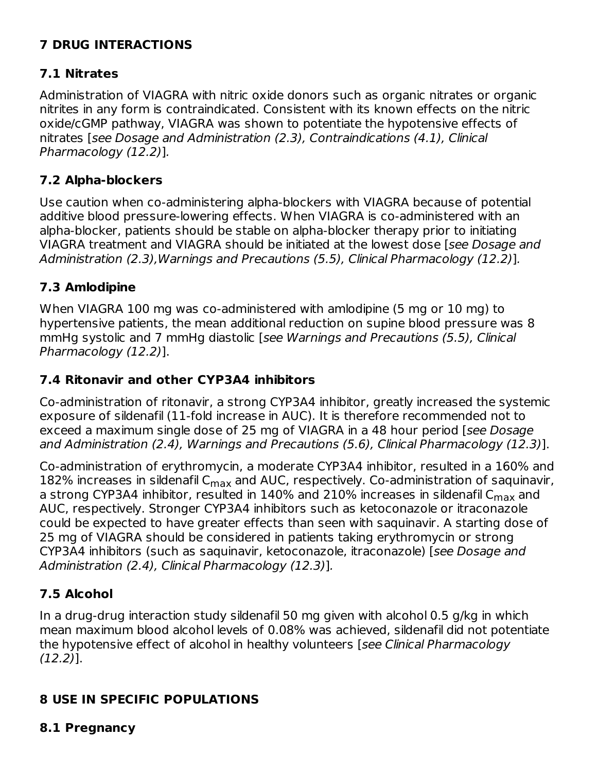# 7 DRUG INTERACTIONS

## 7.1 Nitrates

Administration of VIAGRA with nitric oxide donors such as organic nitrates or organic nitrites in any form is contraindicated. Consistent with its known effects on the nitric oxide/cGMP pathway, VIAGRA was shown to potentiate the hypotensive effects of nitrates [*see Dosage and Administration (2.3), Contraindications (4.1), Clinical Pharmacology (12.2)*].

## 7.2 Alpha-blockers

Use caution when co-administering alpha-blockers with VIAGRA because of potential additive blood pressure-lowering effects. When VIAGRA is co-administered with an alpha-blocker, patients should be stable on alpha-blocker therapy prior to initiating VIAGRA treatment and VIAGRA should be initiated at the lowest dose [*see Dosage and Administration (2.3),Warnings and Precautions (5.5), Clinical Pharmacology (12.2)*].

## 7.3 Amlodipine

When VIAGRA 100 mg was co-administered with amlodipine (5 mg or 10 mg) to hypertensive patients, the mean additional reduction on supine blood pressure was 8 mmHg systolic and 7 mmHg diastolic [*see Warnings and Precautions (5.5), Clinical Pharmacology (12.2)*].

## 7.4 Ritonavir and other CYP3A4 inhibitors

Co-administration of ritonavir, a strong CYP3A4 inhibitor, greatly increased the systemic exposure of sildenafil (11-fold increase in AUC). It is therefore recommended not to exceed a maximum single dose of 25 mg of VIAGRA in a 48 hour period [*see Dosage and Administration (2.4), Warnings and Precautions (5.6), Clinical Pharmacology (12.3)*].

Co-administration of erythromycin, a moderate CYP3A4 inhibitor, resulted in a 160% and 182% increases in sildenafil $C_{max}$ and AUC, respectively. Co-administration of saquinavir, a strong CYP3A4 inhibitor, resulted in 140% and 210% increases in sildenafil $C_{max}$ and AUC, respectively. Stronger CYP3A4 inhibitors such as ketoconazole or itraconazole could be expected to have greater effects than seen with saquinavir. A starting dose of 25 mg of VIAGRA should be considered in patients taking erythromycin or strong CYP3A4 inhibitors (such as saquinavir, ketoconazole, itraconazole) [*see Dosage and Administration (2.4), Clinical Pharmacology (12.3)*].

## 7.5 Alcohol

In a drug-drug interaction study sildenafil 50 mg given with alcohol 0.5 g/kg in which mean maximum blood alcohol levels of 0.08% was achieved, sildenafil did not potentiate the hypotensive effect of alcohol in healthy volunteers [*see Clinical Pharmacology (12.2)*].

# 8 USE IN SPECIFIC POPULATIONS

## 8.1 Pregnancy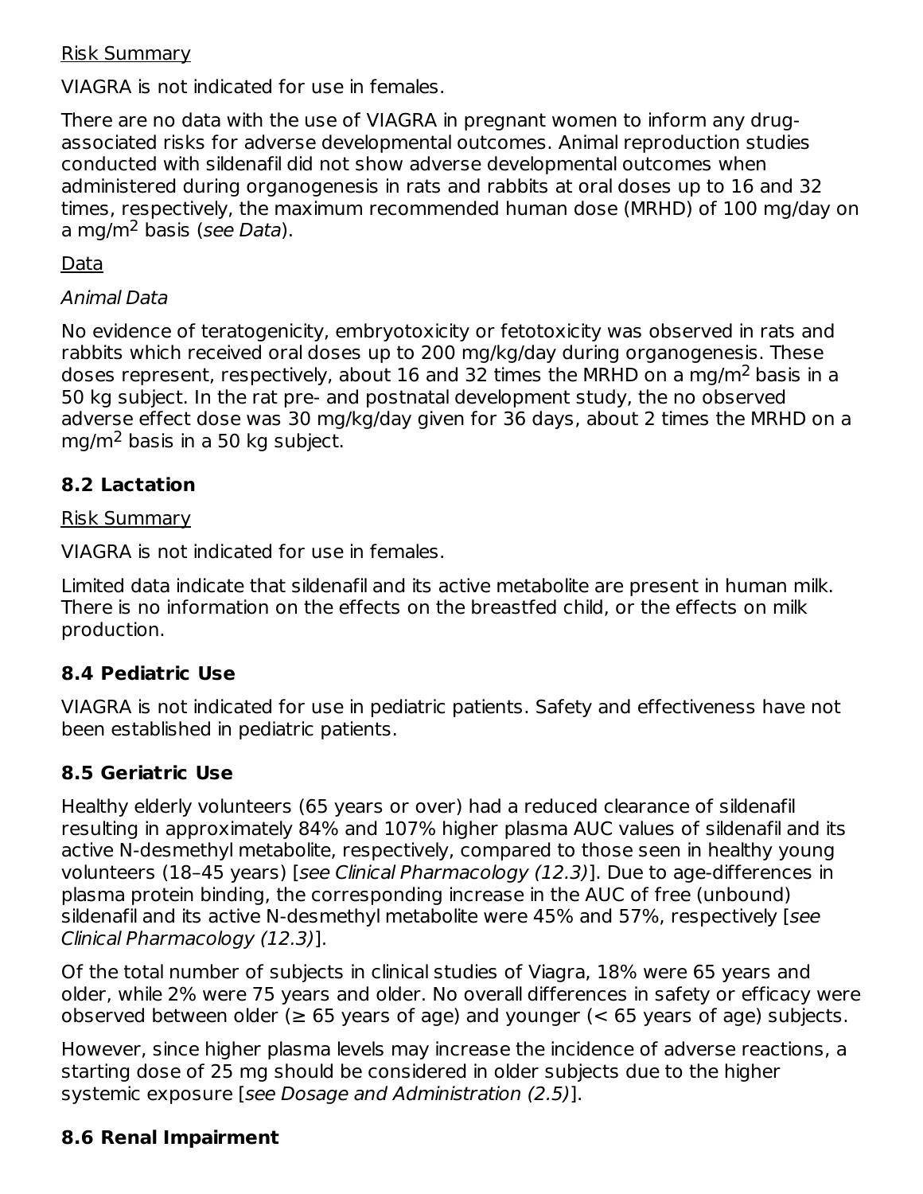Risk Summary

VIAGRA is not indicated for use in females.

There are no data with the use of VIAGRA in pregnant women to inform any drug-associated risks for adverse developmental outcomes. Animal reproduction studies conducted with sildenafil did not show adverse developmental outcomes when administered during organogenesis in rats and rabbits at oral doses up to 16 and 32 times, respectively, the maximum recommended human dose (MRHD) of 100 mg/day on a mg/$m^2$ basis (*see Data*).

Data

*Animal Data*

No evidence of teratogenicity, embryotoxicity or fetotoxicity was observed in rats and rabbits which received oral doses up to 200 mg/kg/day during organogenesis. These doses represent, respectively, about 16 and 32 times the MRHD on a mg/$m^2$ basis in a 50 kg subject. In the rat pre- and postnatal development study, the no observed adverse effect dose was 30 mg/kg/day given for 36 days, about 2 times the MRHD on a mg/$m^2$ basis in a 50 kg subject.

### 8.2 Lactation

Risk Summary

VIAGRA is not indicated for use in females.

Limited data indicate that sildenafil and its active metabolite are present in human milk. There is no information on the effects on the breastfed child, or the effects on milk production.

### 8.4 Pediatric Use

VIAGRA is not indicated for use in pediatric patients. Safety and effectiveness have not been established in pediatric patients.

### 8.5 Geriatric Use

Healthy elderly volunteers (65 years or over) had a reduced clearance of sildenafil resulting in approximately 84% and 107% higher plasma AUC values of sildenafil and its active N-desmethyl metabolite, respectively, compared to those seen in healthy young volunteers (18–45 years) [*see Clinical Pharmacology (12.3)*]. Due to age-differences in plasma protein binding, the corresponding increase in the AUC of free (unbound) sildenafil and its active N-desmethyl metabolite were 45% and 57%, respectively [*see Clinical Pharmacology (12.3)*].

Of the total number of subjects in clinical studies of Viagra, 18% were 65 years and older, while 2% were 75 years and older. No overall differences in safety or efficacy were observed between older (≥ 65 years of age) and younger (< 65 years of age) subjects.

However, since higher plasma levels may increase the incidence of adverse reactions, a starting dose of 25 mg should be considered in older subjects due to the higher systemic exposure [*see Dosage and Administration (2.5)*].

### 8.6 Renal Impairment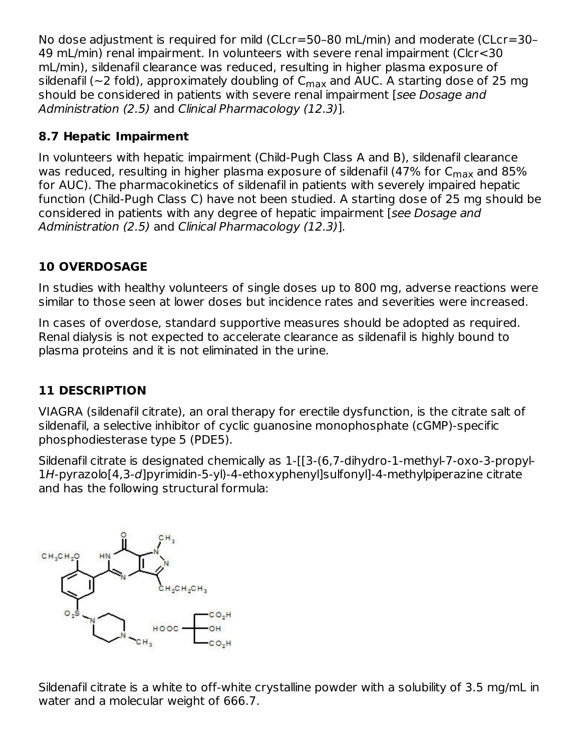No dose adjustment is required for mild (CLcr=50–80 mL/min) and moderate (CLcr=30–49 mL/min) renal impairment. In volunteers with severe renal impairment (Clcr<30 mL/min), sildenafil clearance was reduced, resulting in higher plasma exposure of sildenafil (~2 fold), approximately doubling of $C_{max}$ and AUC. A starting dose of 25 mg should be considered in patients with severe renal impairment [*see Dosage and Administration (2.5)* and *Clinical Pharmacology (12.3)*].

### 8.7 Hepatic Impairment

In volunteers with hepatic impairment (Child-Pugh Class A and B), sildenafil clearance was reduced, resulting in higher plasma exposure of sildenafil (47% for $C_{max}$ and 85% for AUC). The pharmacokinetics of sildenafil in patients with severely impaired hepatic function (Child-Pugh Class C) have not been studied. A starting dose of 25 mg should be considered in patients with any degree of hepatic impairment [*see Dosage and Administration (2.5)* and *Clinical Pharmacology (12.3)*].

## 10 OVERDOSAGE

In studies with healthy volunteers of single doses up to 800 mg, adverse reactions were similar to those seen at lower doses but incidence rates and severities were increased.

In cases of overdose, standard supportive measures should be adopted as required. Renal dialysis is not expected to accelerate clearance as sildenafil is highly bound to plasma proteins and it is not eliminated in the urine.

## 11 DESCRIPTION

VIAGRA (sildenafil citrate), an oral therapy for erectile dysfunction, is the citrate salt of sildenafil, a selective inhibitor of cyclic guanosine monophosphate (cGMP)-specific phosphodiesterase type 5 (PDE5).

Sildenafil citrate is designated chemically as 1-[[3-(6,7-dihydro-1-methyl-7-oxo-3-propyl-1*H*-pyrazolo[4,3-*d*]pyrimidin-5-yl)-4-ethoxyphenyl]sulfonyl]-4-methylpiperazine citrate and has the following structural formula:

Sildenafil citrate is a white to off-white crystalline powder with a solubility of 3.5 mg/mL in water and a molecular weight of 666.7.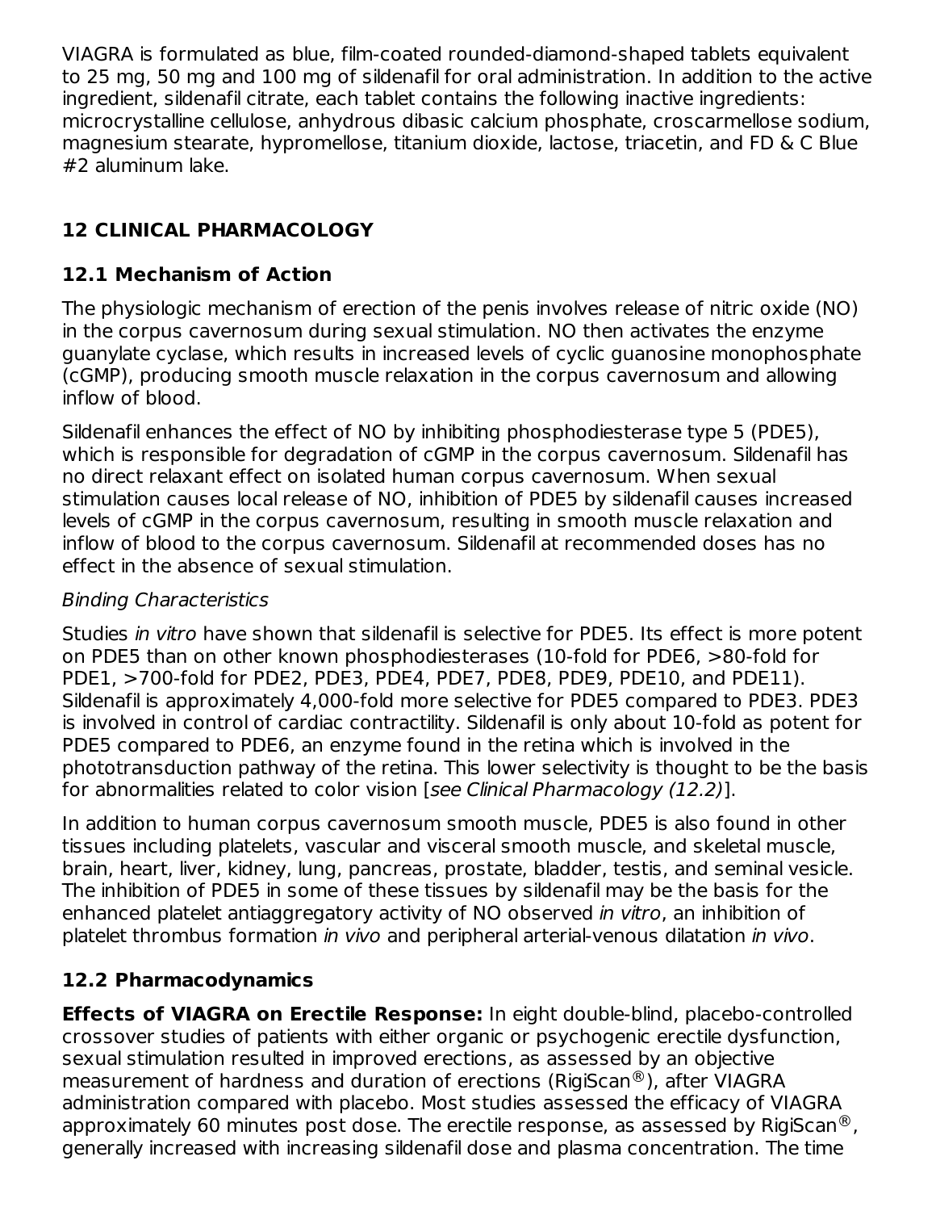VIAGRA is formulated as blue, film-coated rounded-diamond-shaped tablets equivalent to 25 mg, 50 mg and 100 mg of sildenafil for oral administration. In addition to the active ingredient, sildenafil citrate, each tablet contains the following inactive ingredients: microcrystalline cellulose, anhydrous dibasic calcium phosphate, croscarmellose sodium, magnesium stearate, hypromellose, titanium dioxide, lactose, triacetin, and FD & C Blue #2 aluminum lake.

## 12 CLINICAL PHARMACOLOGY

### 12.1 Mechanism of Action

The physiologic mechanism of erection of the penis involves release of nitric oxide (NO) in the corpus cavernosum during sexual stimulation. NO then activates the enzyme guanylate cyclase, which results in increased levels of cyclic guanosine monophosphate (cGMP), producing smooth muscle relaxation in the corpus cavernosum and allowing inflow of blood.

Sildenafil enhances the effect of NO by inhibiting phosphodiesterase type 5 (PDE5), which is responsible for degradation of cGMP in the corpus cavernosum. Sildenafil has no direct relaxant effect on isolated human corpus cavernosum. When sexual stimulation causes local release of NO, inhibition of PDE5 by sildenafil causes increased levels of cGMP in the corpus cavernosum, resulting in smooth muscle relaxation and inflow of blood to the corpus cavernosum. Sildenafil at recommended doses has no effect in the absence of sexual stimulation.

*Binding Characteristics*

Studies *in vitro* have shown that sildenafil is selective for PDE5. Its effect is more potent on PDE5 than on other known phosphodiesterases (10-fold for PDE6, >80-fold for PDE1, >700-fold for PDE2, PDE3, PDE4, PDE7, PDE8, PDE9, PDE10, and PDE11). Sildenafil is approximately 4,000-fold more selective for PDE5 compared to PDE3. PDE3 is involved in control of cardiac contractility. Sildenafil is only about 10-fold as potent for PDE5 compared to PDE6, an enzyme found in the retina which is involved in the phototransduction pathway of the retina. This lower selectivity is thought to be the basis for abnormalities related to color vision [*see Clinical Pharmacology (12.2)*].

In addition to human corpus cavernosum smooth muscle, PDE5 is also found in other tissues including platelets, vascular and visceral smooth muscle, and skeletal muscle, brain, heart, liver, kidney, lung, pancreas, prostate, bladder, testis, and seminal vesicle. The inhibition of PDE5 in some of these tissues by sildenafil may be the basis for the enhanced platelet antiaggregatory activity of NO observed *in vitro*, an inhibition of platelet thrombus formation *in vivo* and peripheral arterial-venous dilatation *in vivo*.

### 12.2 Pharmacodynamics

**Effects of VIAGRA on Erectile Response:** In eight double-blind, placebo-controlled crossover studies of patients with either organic or psychogenic erectile dysfunction, sexual stimulation resulted in improved erections, as assessed by an objective measurement of hardness and duration of erections (RigiScan®), after VIAGRA administration compared with placebo. Most studies assessed the efficacy of VIAGRA approximately 60 minutes post dose. The erectile response, as assessed by RigiScan®, generally increased with increasing sildenafil dose and plasma concentration. The time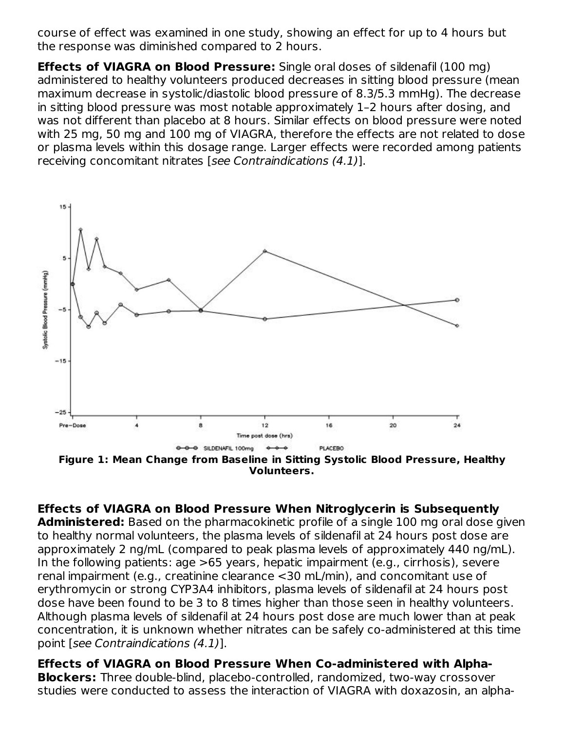course of effect was examined in one study, showing an effect for up to 4 hours but the response was diminished compared to 2 hours.

**Effects of VIAGRA on Blood Pressure:** Single oral doses of sildenafil (100 mg) administered to healthy volunteers produced decreases in sitting blood pressure (mean maximum decrease in systolic/diastolic blood pressure of 8.3/5.3 mmHg). The decrease in sitting blood pressure was most notable approximately 1–2 hours after dosing, and was not different than placebo at 8 hours. Similar effects on blood pressure were noted with 25 mg, 50 mg and 100 mg of VIAGRA, therefore the effects are not related to dose or plasma levels within this dosage range. Larger effects were recorded among patients receiving concomitant nitrates [*see Contraindications (4.1)*].

**Figure 1: Mean Change from Baseline in Sitting Systolic Blood Pressure, Healthy Volunteers.**

**Effects of VIAGRA on Blood Pressure When Nitroglycerin is Subsequently Administered:** Based on the pharmacokinetic profile of a single 100 mg oral dose given to healthy normal volunteers, the plasma levels of sildenafil at 24 hours post dose are approximately 2 ng/mL (compared to peak plasma levels of approximately 440 ng/mL). In the following patients: age >65 years, hepatic impairment (e.g., cirrhosis), severe renal impairment (e.g., creatinine clearance <30 mL/min), and concomitant use of erythromycin or strong CYP3A4 inhibitors, plasma levels of sildenafil at 24 hours post dose have been found to be 3 to 8 times higher than those seen in healthy volunteers. Although plasma levels of sildenafil at 24 hours post dose are much lower than at peak concentration, it is unknown whether nitrates can be safely co-administered at this time point [*see Contraindications (4.1)*].

**Effects of VIAGRA on Blood Pressure When Co-administered with Alpha-Blockers:** Three double-blind, placebo-controlled, randomized, two-way crossover studies were conducted to assess the interaction of VIAGRA with doxazosin, an alpha-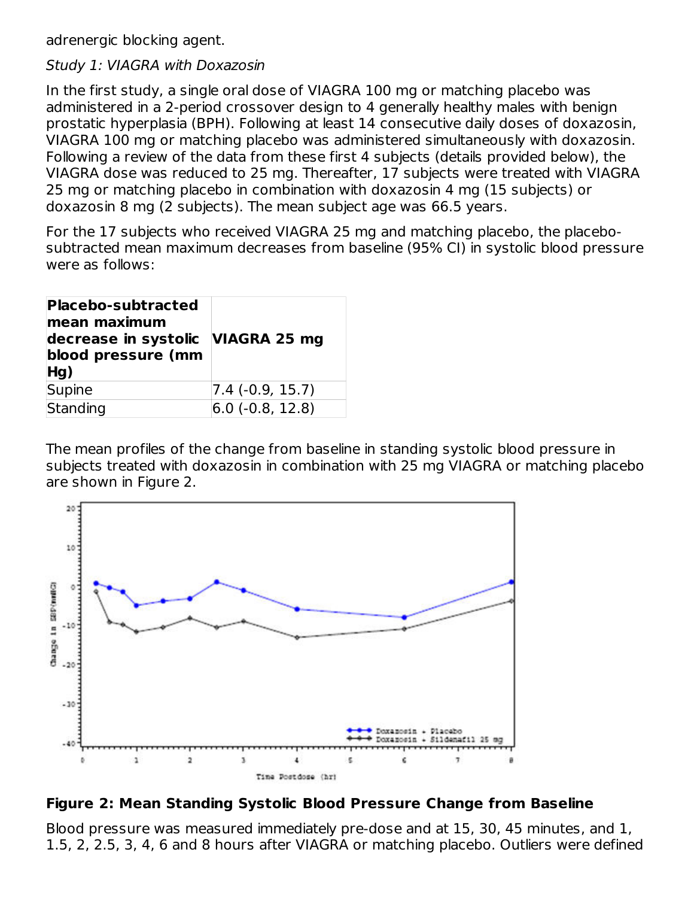adrenergic blocking agent.

*Study 1: VIAGRA with Doxazosin*

In the first study, a single oral dose of VIAGRA 100 mg or matching placebo was administered in a 2-period crossover design to 4 generally healthy males with benign prostatic hyperplasia (BPH). Following at least 14 consecutive daily doses of doxazosin, VIAGRA 100 mg or matching placebo was administered simultaneously with doxazosin. Following a review of the data from these first 4 subjects (details provided below), the VIAGRA dose was reduced to 25 mg. Thereafter, 17 subjects were treated with VIAGRA 25 mg or matching placebo in combination with doxazosin 4 mg (15 subjects) or doxazosin 8 mg (2 subjects). The mean subject age was 66.5 years.

For the 17 subjects who received VIAGRA 25 mg and matching placebo, the placebo-subtracted mean maximum decreases from baseline (95% CI) in systolic blood pressure were as follows:

| **Placebo-subtracted mean maximum decrease in systolic blood pressure (mm Hg)** | **VIAGRA 25 mg** |
|---|---|
| Supine | 7.4 (-0.9, 15.7) |
| Standing | 6.0 (-0.8, 12.8) |

The mean profiles of the change from baseline in standing systolic blood pressure in subjects treated with doxazosin in combination with 25 mg VIAGRA or matching placebo are shown in Figure 2.

**Figure 2: Mean Standing Systolic Blood Pressure Change from Baseline**

Blood pressure was measured immediately pre-dose and at 15, 30, 45 minutes, and 1, 1.5, 2, 2.5, 3, 4, 6 and 8 hours after VIAGRA or matching placebo. Outliers were defined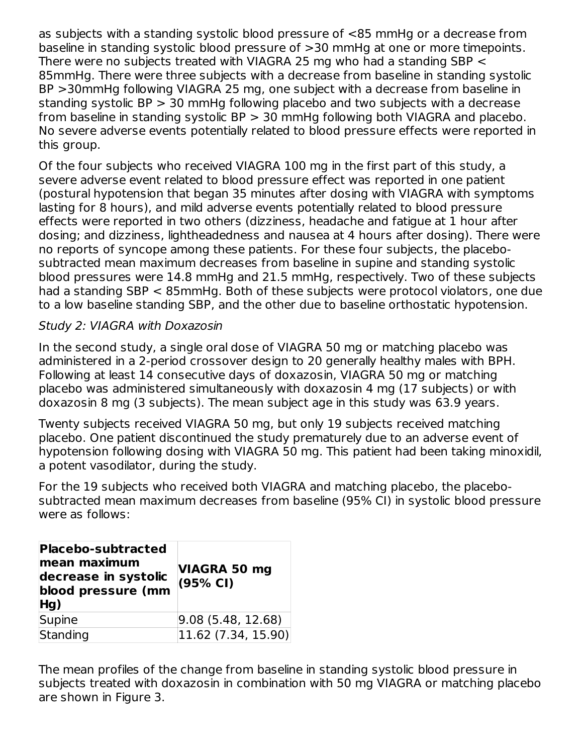as subjects with a standing systolic blood pressure of <85 mmHg or a decrease from baseline in standing systolic blood pressure of >30 mmHg at one or more timepoints. There were no subjects treated with VIAGRA 25 mg who had a standing SBP < 85mmHg. There were three subjects with a decrease from baseline in standing systolic BP >30mmHg following VIAGRA 25 mg, one subject with a decrease from baseline in standing systolic BP > 30 mmHg following placebo and two subjects with a decrease from baseline in standing systolic BP > 30 mmHg following both VIAGRA and placebo. No severe adverse events potentially related to blood pressure effects were reported in this group.

Of the four subjects who received VIAGRA 100 mg in the first part of this study, a severe adverse event related to blood pressure effect was reported in one patient (postural hypotension that began 35 minutes after dosing with VIAGRA with symptoms lasting for 8 hours), and mild adverse events potentially related to blood pressure effects were reported in two others (dizziness, headache and fatigue at 1 hour after dosing; and dizziness, lightheadedness and nausea at 4 hours after dosing). There were no reports of syncope among these patients. For these four subjects, the placebo-subtracted mean maximum decreases from baseline in supine and standing systolic blood pressures were 14.8 mmHg and 21.5 mmHg, respectively. Two of these subjects had a standing SBP < 85mmHg. Both of these subjects were protocol violators, one due to a low baseline standing SBP, and the other due to baseline orthostatic hypotension.

*Study 2: VIAGRA with Doxazosin*

In the second study, a single oral dose of VIAGRA 50 mg or matching placebo was administered in a 2-period crossover design to 20 generally healthy males with BPH. Following at least 14 consecutive days of doxazosin, VIAGRA 50 mg or matching placebo was administered simultaneously with doxazosin 4 mg (17 subjects) or with doxazosin 8 mg (3 subjects). The mean subject age in this study was 63.9 years.

Twenty subjects received VIAGRA 50 mg, but only 19 subjects received matching placebo. One patient discontinued the study prematurely due to an adverse event of hypotension following dosing with VIAGRA 50 mg. This patient had been taking minoxidil, a potent vasodilator, during the study.

For the 19 subjects who received both VIAGRA and matching placebo, the placebo-subtracted mean maximum decreases from baseline (95% CI) in systolic blood pressure were as follows:

| **Placebo-subtracted mean maximum decrease in systolic blood pressure (mm Hg)** | **VIAGRA 50 mg (95% CI)** |
|---|---|
| Supine | 9.08 (5.48, 12.68) |
| Standing | 11.62 (7.34, 15.90) |

The mean profiles of the change from baseline in standing systolic blood pressure in subjects treated with doxazosin in combination with 50 mg VIAGRA or matching placebo are shown in Figure 3.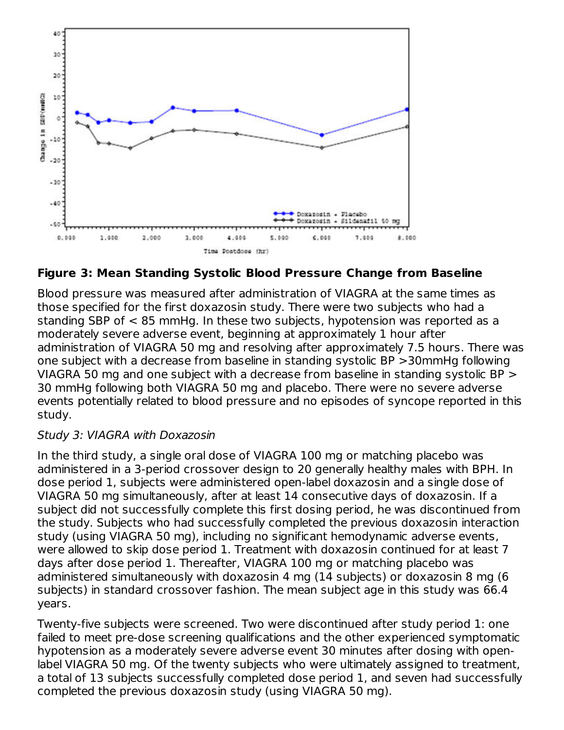**Figure 3: Mean Standing Systolic Blood Pressure Change from Baseline**

Blood pressure was measured after administration of VIAGRA at the same times as those specified for the first doxazosin study. There were two subjects who had a standing SBP of < 85 mmHg. In these two subjects, hypotension was reported as a moderately severe adverse event, beginning at approximately 1 hour after administration of VIAGRA 50 mg and resolving after approximately 7.5 hours. There was one subject with a decrease from baseline in standing systolic BP >30mmHg following VIAGRA 50 mg and one subject with a decrease from baseline in standing systolic BP > 30 mmHg following both VIAGRA 50 mg and placebo. There were no severe adverse events potentially related to blood pressure and no episodes of syncope reported in this study.

*Study 3: VIAGRA with Doxazosin*

In the third study, a single oral dose of VIAGRA 100 mg or matching placebo was administered in a 3-period crossover design to 20 generally healthy males with BPH. In dose period 1, subjects were administered open-label doxazosin and a single dose of VIAGRA 50 mg simultaneously, after at least 14 consecutive days of doxazosin. If a subject did not successfully complete this first dosing period, he was discontinued from the study. Subjects who had successfully completed the previous doxazosin interaction study (using VIAGRA 50 mg), including no significant hemodynamic adverse events, were allowed to skip dose period 1. Treatment with doxazosin continued for at least 7 days after dose period 1. Thereafter, VIAGRA 100 mg or matching placebo was administered simultaneously with doxazosin 4 mg (14 subjects) or doxazosin 8 mg (6 subjects) in standard crossover fashion. The mean subject age in this study was 66.4 years.

Twenty-five subjects were screened. Two were discontinued after study period 1: one failed to meet pre-dose screening qualifications and the other experienced symptomatic hypotension as a moderately severe adverse event 30 minutes after dosing with open-label VIAGRA 50 mg. Of the twenty subjects who were ultimately assigned to treatment, a total of 13 subjects successfully completed dose period 1, and seven had successfully completed the previous doxazosin study (using VIAGRA 50 mg).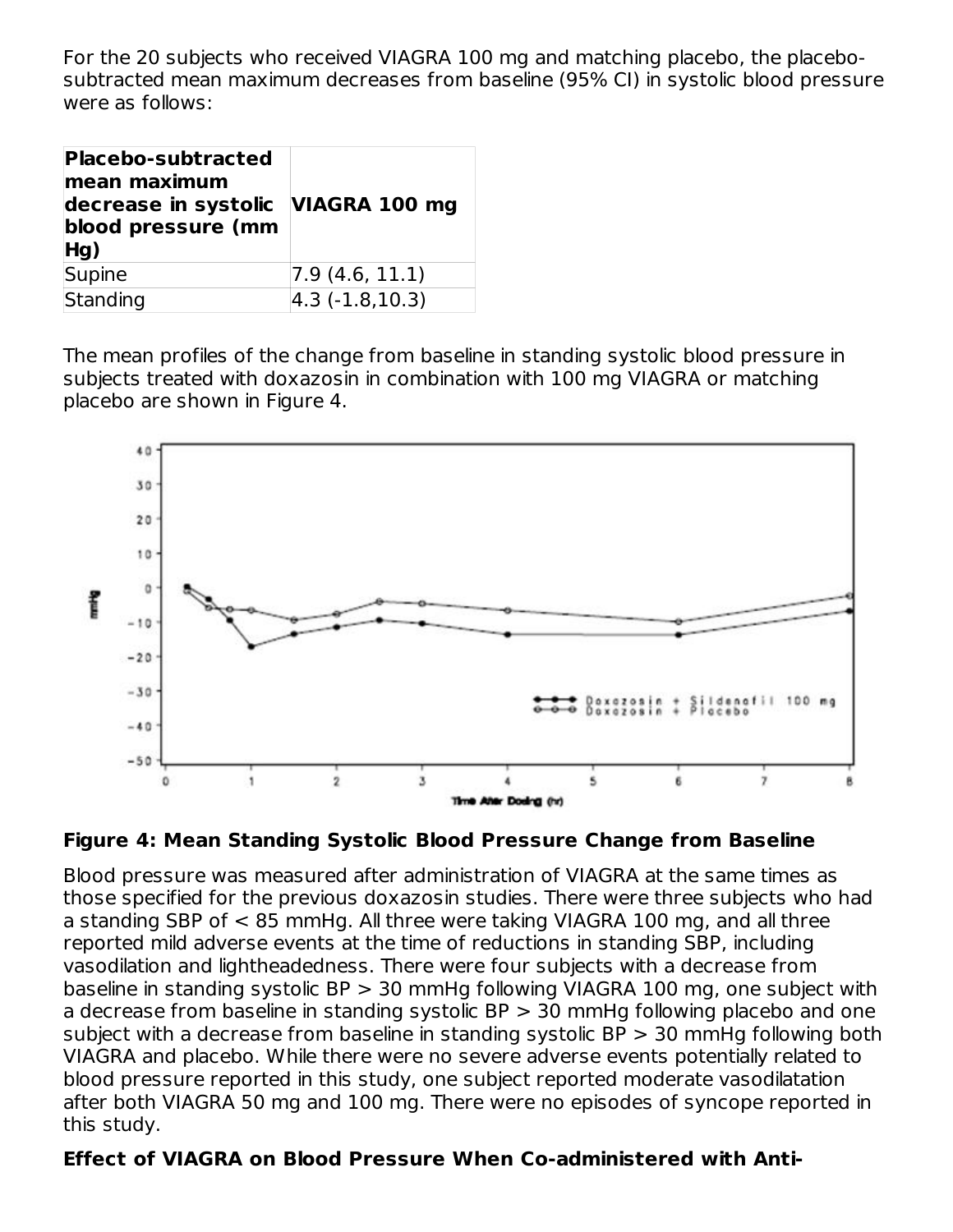For the 20 subjects who received VIAGRA 100 mg and matching placebo, the placebo-subtracted mean maximum decreases from baseline (95% CI) in systolic blood pressure were as follows:

| Placebo-subtracted mean maximum decrease in systolic blood pressure (mm Hg) | VIAGRA 100 mg |
| --- | --- |
| Supine | 7.9 (4.6, 11.1) |
| Standing | 4.3 (-1.8,10.3) |

The mean profiles of the change from baseline in standing systolic blood pressure in subjects treated with doxazosin in combination with 100 mg VIAGRA or matching placebo are shown in Figure 4.

**Figure 4: Mean Standing Systolic Blood Pressure Change from Baseline**

Blood pressure was measured after administration of VIAGRA at the same times as those specified for the previous doxazosin studies. There were three subjects who had a standing SBP of < 85 mmHg. All three were taking VIAGRA 100 mg, and all three reported mild adverse events at the time of reductions in standing SBP, including vasodilation and lightheadedness. There were four subjects with a decrease from baseline in standing systolic BP > 30 mmHg following VIAGRA 100 mg, one subject with a decrease from baseline in standing systolic BP > 30 mmHg following placebo and one subject with a decrease from baseline in standing systolic BP > 30 mmHg following both VIAGRA and placebo. While there were no severe adverse events potentially related to blood pressure reported in this study, one subject reported moderate vasodilatation after both VIAGRA 50 mg and 100 mg. There were no episodes of syncope reported in this study.

**Effect of VIAGRA on Blood Pressure When Co-administered with Anti-**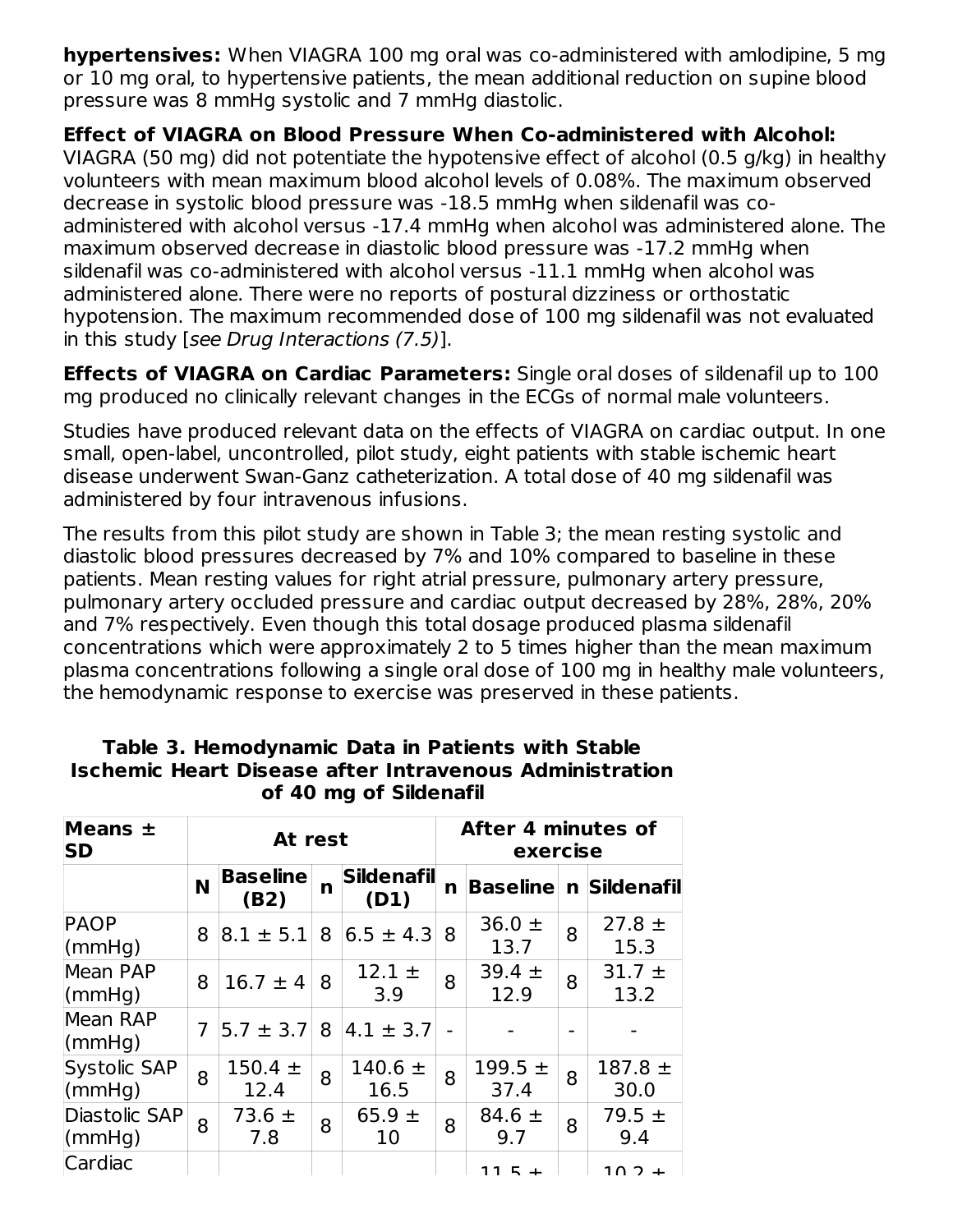**hypertensives:** When VIAGRA 100 mg oral was co-administered with amlodipine, 5 mg or 10 mg oral, to hypertensive patients, the mean additional reduction on supine blood pressure was 8 mmHg systolic and 7 mmHg diastolic.

**Effect of VIAGRA on Blood Pressure When Co-administered with Alcohol:** VIAGRA (50 mg) did not potentiate the hypotensive effect of alcohol (0.5 g/kg) in healthy volunteers with mean maximum blood alcohol levels of 0.08%. The maximum observed decrease in systolic blood pressure was -18.5 mmHg when sildenafil was co-administered with alcohol versus -17.4 mmHg when alcohol was administered alone. The maximum observed decrease in diastolic blood pressure was -17.2 mmHg when sildenafil was co-administered with alcohol versus -11.1 mmHg when alcohol was administered alone. There were no reports of postural dizziness or orthostatic hypotension. The maximum recommended dose of 100 mg sildenafil was not evaluated in this study [*see Drug Interactions (7.5)*].

**Effects of VIAGRA on Cardiac Parameters:** Single oral doses of sildenafil up to 100 mg produced no clinically relevant changes in the ECGs of normal male volunteers.

Studies have produced relevant data on the effects of VIAGRA on cardiac output. In one small, open-label, uncontrolled, pilot study, eight patients with stable ischemic heart disease underwent Swan-Ganz catheterization. A total dose of 40 mg sildenafil was administered by four intravenous infusions.

The results from this pilot study are shown in Table 3; the mean resting systolic and diastolic blood pressures decreased by 7% and 10% compared to baseline in these patients. Mean resting values for right atrial pressure, pulmonary artery pressure, pulmonary artery occluded pressure and cardiac output decreased by 28%, 28%, 20% and 7% respectively. Even though this total dosage produced plasma sildenafil concentrations which were approximately 2 to 5 times higher than the mean maximum plasma concentrations following a single oral dose of 100 mg in healthy male volunteers, the hemodynamic response to exercise was preserved in these patients.

**Table 3. Hemodynamic Data in Patients with Stable Ischemic Heart Disease after Intravenous Administration of 40 mg of Sildenafil**

| Means ± SD | At rest | | | | After 4 minutes of exercise | | | |
|---|---|---|---|---|---|---|---|---|
| | N | Baseline (B2) | n | Sildenafil (D1) | n | Baseline | n | Sildenafil |
| PAOP (mmHg) | 8 | 8.1 ± 5.1 | 8 | 6.5 ± 4.3 | 8 | 36.0 ± 13.7 | 8 | 27.8 ± 15.3 |
| Mean PAP (mmHg) | 8 | 16.7 ± 4 | 8 | 12.1 ± 3.9 | 8 | 39.4 ± 12.9 | 8 | 31.7 ± 13.2 |
| Mean RAP (mmHg) | 7 | 5.7 ± 3.7 | 8 | 4.1 ± 3.7 | - | - | - | - |
| Systolic SAP (mmHg) | 8 | 150.4 ± 12.4 | 8 | 140.6 ± 16.5 | 8 | 199.5 ± 37.4 | 8 | 187.8 ± 30.0 |
| Diastolic SAP (mmHg) | 8 | 73.6 ± 7.8 | 8 | 65.9 ± 10 | 8 | 84.6 ± 9.7 | 8 | 79.5 ± 9.4 |
| Cardiac | | | | | | 11.5 ± | | 10.2 ± |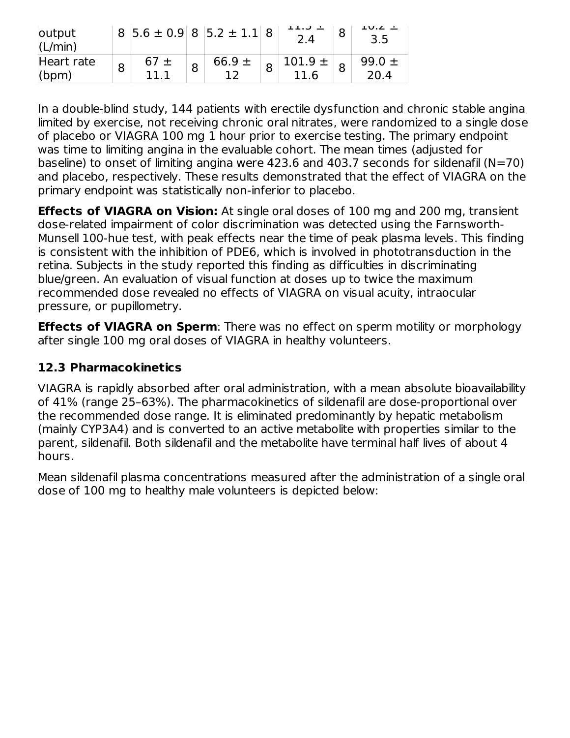| output (L/min) | 8 | 5.6 ± 0.9 | 8 | 5.2 ± 1.1 | 8 | 11.5 ± 2.4 | 8 | 10.2 ± 3.5 |
|---|---|---|---|---|---|---|---|---|
| Heart rate (bpm) | 8 | 67 ± 11.1 | 8 | 66.9 ± 12 | 8 | 101.9 ± 11.6 | 8 | 99.0 ± 20.4 |

In a double-blind study, 144 patients with erectile dysfunction and chronic stable angina limited by exercise, not receiving chronic oral nitrates, were randomized to a single dose of placebo or VIAGRA 100 mg 1 hour prior to exercise testing. The primary endpoint was time to limiting angina in the evaluable cohort. The mean times (adjusted for baseline) to onset of limiting angina were 423.6 and 403.7 seconds for sildenafil (N=70) and placebo, respectively. These results demonstrated that the effect of VIAGRA on the primary endpoint was statistically non-inferior to placebo.

**Effects of VIAGRA on Vision:** At single oral doses of 100 mg and 200 mg, transient dose-related impairment of color discrimination was detected using the Farnsworth-Munsell 100-hue test, with peak effects near the time of peak plasma levels. This finding is consistent with the inhibition of PDE6, which is involved in phototransduction in the retina. Subjects in the study reported this finding as difficulties in discriminating blue/green. An evaluation of visual function at doses up to twice the maximum recommended dose revealed no effects of VIAGRA on visual acuity, intraocular pressure, or pupillometry.

**Effects of VIAGRA on Sperm**: There was no effect on sperm motility or morphology after single 100 mg oral doses of VIAGRA in healthy volunteers.

### 12.3 Pharmacokinetics

VIAGRA is rapidly absorbed after oral administration, with a mean absolute bioavailability of 41% (range 25–63%). The pharmacokinetics of sildenafil are dose-proportional over the recommended dose range. It is eliminated predominantly by hepatic metabolism (mainly CYP3A4) and is converted to an active metabolite with properties similar to the parent, sildenafil. Both sildenafil and the metabolite have terminal half lives of about 4 hours.

Mean sildenafil plasma concentrations measured after the administration of a single oral dose of 100 mg to healthy male volunteers is depicted below: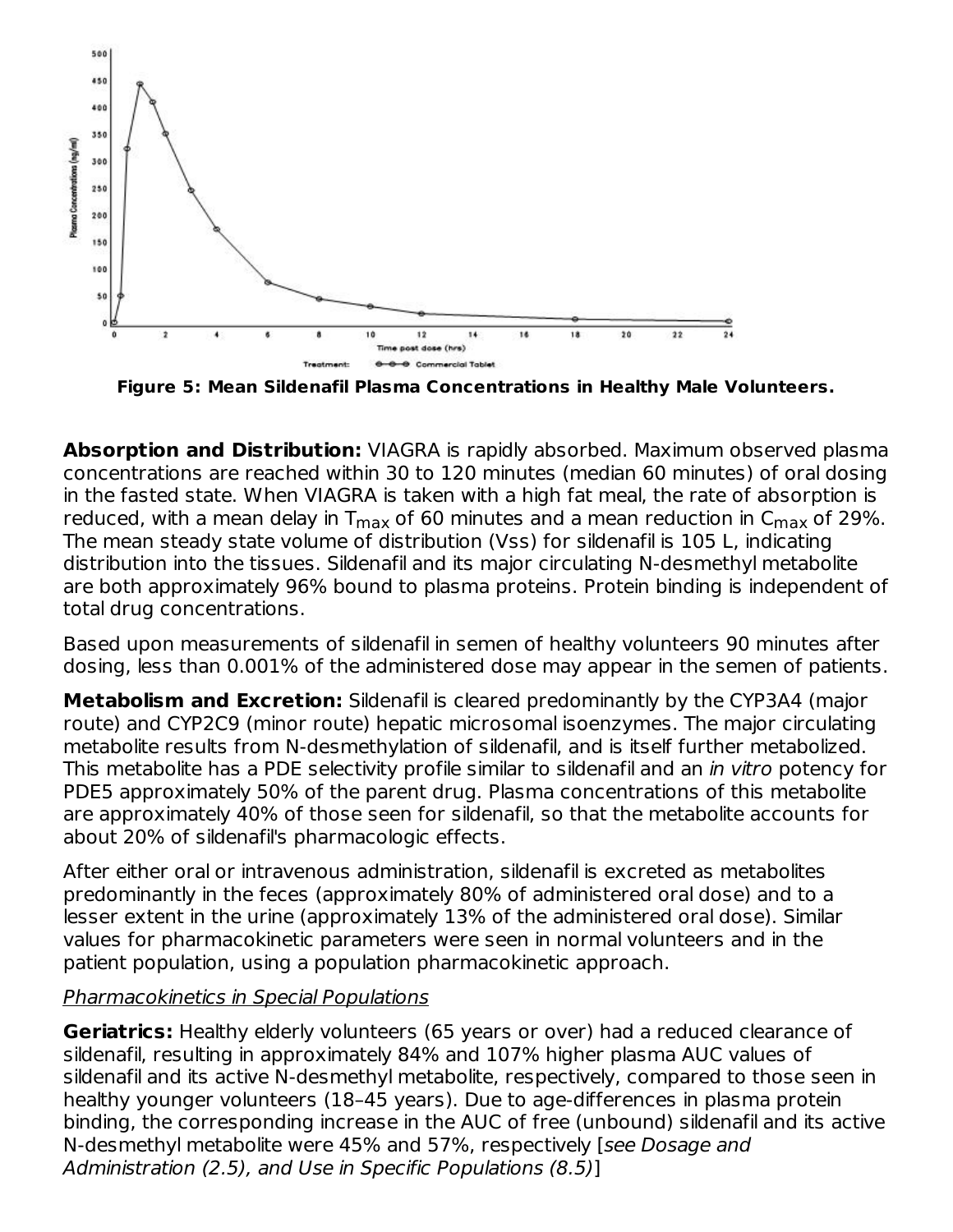**Figure 5: Mean Sildenafil Plasma Concentrations in Healthy Male Volunteers.**

**Absorption and Distribution:** VIAGRA is rapidly absorbed. Maximum observed plasma concentrations are reached within 30 to 120 minutes (median 60 minutes) of oral dosing in the fasted state. When VIAGRA is taken with a high fat meal, the rate of absorption is reduced, with a mean delay in $T_{max}$ of 60 minutes and a mean reduction in $C_{max}$ of 29%. The mean steady state volume of distribution (Vss) for sildenafil is 105 L, indicating distribution into the tissues. Sildenafil and its major circulating N-desmethyl metabolite are both approximately 96% bound to plasma proteins. Protein binding is independent of total drug concentrations.

Based upon measurements of sildenafil in semen of healthy volunteers 90 minutes after dosing, less than 0.001% of the administered dose may appear in the semen of patients.

**Metabolism and Excretion:** Sildenafil is cleared predominantly by the CYP3A4 (major route) and CYP2C9 (minor route) hepatic microsomal isoenzymes. The major circulating metabolite results from N-desmethylation of sildenafil, and is itself further metabolized. This metabolite has a PDE selectivity profile similar to sildenafil and an *in vitro* potency for PDE5 approximately 50% of the parent drug. Plasma concentrations of this metabolite are approximately 40% of those seen for sildenafil, so that the metabolite accounts for about 20% of sildenafil's pharmacologic effects.

After either oral or intravenous administration, sildenafil is excreted as metabolites predominantly in the feces (approximately 80% of administered oral dose) and to a lesser extent in the urine (approximately 13% of the administered oral dose). Similar values for pharmacokinetic parameters were seen in normal volunteers and in the patient population, using a population pharmacokinetic approach.

*Pharmacokinetics in Special Populations*

**Geriatrics:** Healthy elderly volunteers (65 years or over) had a reduced clearance of sildenafil, resulting in approximately 84% and 107% higher plasma AUC values of sildenafil and its active N-desmethyl metabolite, respectively, compared to those seen in healthy younger volunteers (18–45 years). Due to age-differences in plasma protein binding, the corresponding increase in the AUC of free (unbound) sildenafil and its active N-desmethyl metabolite were 45% and 57%, respectively [*see Dosage and Administration (2.5), and Use in Specific Populations (8.5)*]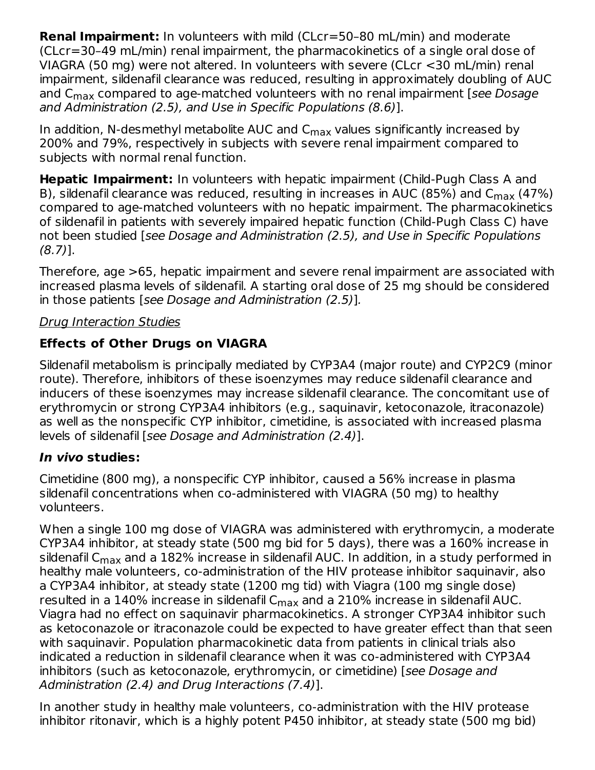**Renal Impairment:** In volunteers with mild (CLcr=50–80 mL/min) and moderate (CLcr=30–49 mL/min) renal impairment, the pharmacokinetics of a single oral dose of VIAGRA (50 mg) were not altered. In volunteers with severe (CLcr <30 mL/min) renal impairment, sildenafil clearance was reduced, resulting in approximately doubling of AUC and $C_{max}$ compared to age-matched volunteers with no renal impairment [*see Dosage and Administration (2.5), and Use in Specific Populations (8.6)*].

In addition, N-desmethyl metabolite AUC and $C_{max}$ values significantly increased by 200% and 79%, respectively in subjects with severe renal impairment compared to subjects with normal renal function.

**Hepatic Impairment:** In volunteers with hepatic impairment (Child-Pugh Class A and B), sildenafil clearance was reduced, resulting in increases in AUC (85%) and $C_{max}$ (47%) compared to age-matched volunteers with no hepatic impairment. The pharmacokinetics of sildenafil in patients with severely impaired hepatic function (Child-Pugh Class C) have not been studied [*see Dosage and Administration (2.5), and Use in Specific Populations (8.7)*].

Therefore, age >65, hepatic impairment and severe renal impairment are associated with increased plasma levels of sildenafil. A starting oral dose of 25 mg should be considered in those patients [*see Dosage and Administration (2.5)*].

Drug Interaction Studies

**Effects of Other Drugs on VIAGRA**

Sildenafil metabolism is principally mediated by CYP3A4 (major route) and CYP2C9 (minor route). Therefore, inhibitors of these isoenzymes may reduce sildenafil clearance and inducers of these isoenzymes may increase sildenafil clearance. The concomitant use of erythromycin or strong CYP3A4 inhibitors (e.g., saquinavir, ketoconazole, itraconazole) as well as the nonspecific CYP inhibitor, cimetidine, is associated with increased plasma levels of sildenafil [*see Dosage and Administration (2.4)*].

***In vivo* studies:**

Cimetidine (800 mg), a nonspecific CYP inhibitor, caused a 56% increase in plasma sildenafil concentrations when co-administered with VIAGRA (50 mg) to healthy volunteers.

When a single 100 mg dose of VIAGRA was administered with erythromycin, a moderate CYP3A4 inhibitor, at steady state (500 mg bid for 5 days), there was a 160% increase in sildenafil $C_{max}$ and a 182% increase in sildenafil AUC. In addition, in a study performed in healthy male volunteers, co-administration of the HIV protease inhibitor saquinavir, also a CYP3A4 inhibitor, at steady state (1200 mg tid) with Viagra (100 mg single dose) resulted in a 140% increase in sildenafil $C_{max}$ and a 210% increase in sildenafil AUC. Viagra had no effect on saquinavir pharmacokinetics. A stronger CYP3A4 inhibitor such as ketoconazole or itraconazole could be expected to have greater effect than that seen with saquinavir. Population pharmacokinetic data from patients in clinical trials also indicated a reduction in sildenafil clearance when it was co-administered with CYP3A4 inhibitors (such as ketoconazole, erythromycin, or cimetidine) [*see Dosage and Administration (2.4) and Drug Interactions (7.4)*].

In another study in healthy male volunteers, co-administration with the HIV protease inhibitor ritonavir, which is a highly potent P450 inhibitor, at steady state (500 mg bid)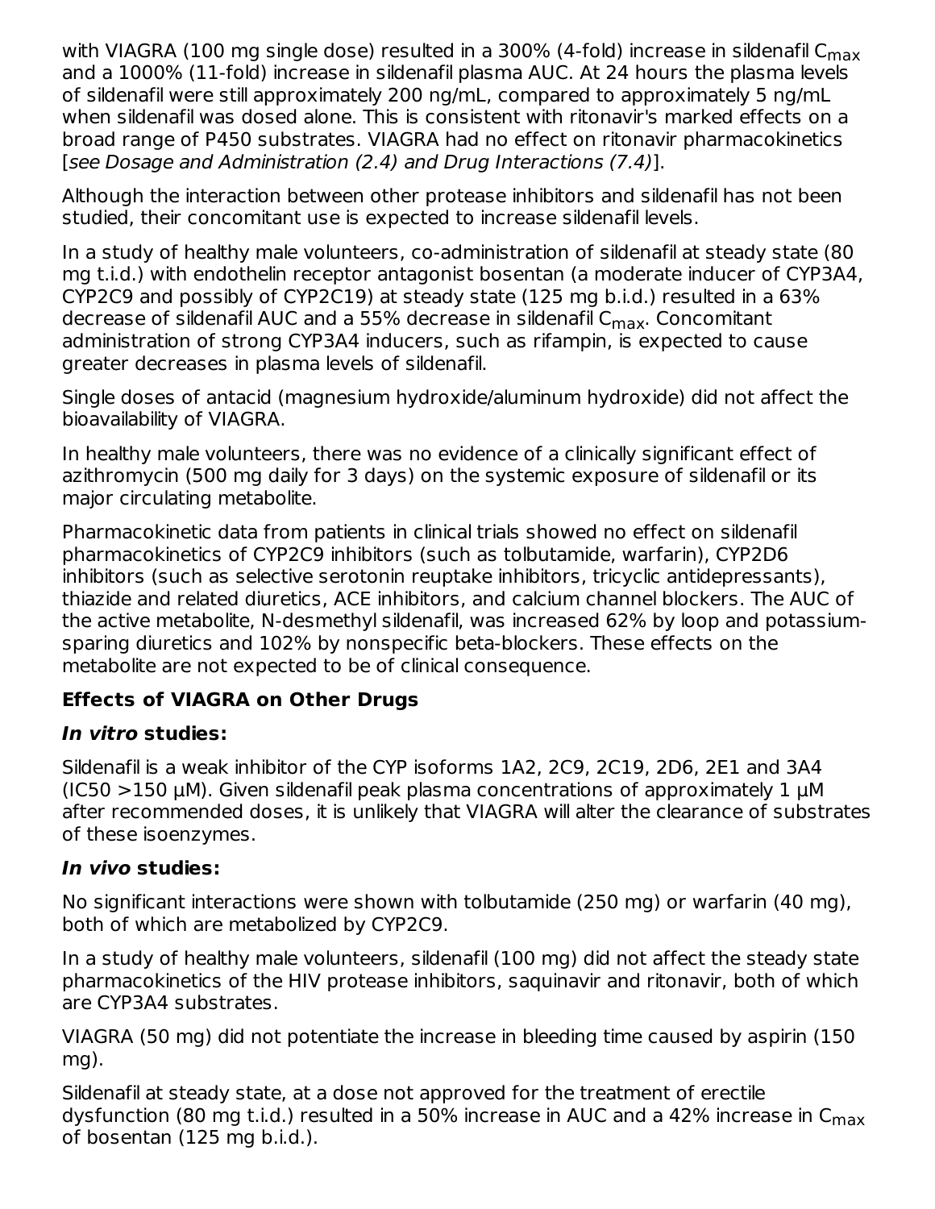with VIAGRA (100 mg single dose) resulted in a 300% (4-fold) increase in sildenafil $C_{max}$ and a 1000% (11-fold) increase in sildenafil plasma AUC. At 24 hours the plasma levels of sildenafil were still approximately 200 ng/mL, compared to approximately 5 ng/mL when sildenafil was dosed alone. This is consistent with ritonavir's marked effects on a broad range of P450 substrates. VIAGRA had no effect on ritonavir pharmacokinetics [*see Dosage and Administration (2.4) and Drug Interactions (7.4)*].

Although the interaction between other protease inhibitors and sildenafil has not been studied, their concomitant use is expected to increase sildenafil levels.

In a study of healthy male volunteers, co-administration of sildenafil at steady state (80 mg t.i.d.) with endothelin receptor antagonist bosentan (a moderate inducer of CYP3A4, CYP2C9 and possibly of CYP2C19) at steady state (125 mg b.i.d.) resulted in a 63% decrease of sildenafil AUC and a 55% decrease in sildenafil $C_{max}$. Concomitant administration of strong CYP3A4 inducers, such as rifampin, is expected to cause greater decreases in plasma levels of sildenafil.

Single doses of antacid (magnesium hydroxide/aluminum hydroxide) did not affect the bioavailability of VIAGRA.

In healthy male volunteers, there was no evidence of a clinically significant effect of azithromycin (500 mg daily for 3 days) on the systemic exposure of sildenafil or its major circulating metabolite.

Pharmacokinetic data from patients in clinical trials showed no effect on sildenafil pharmacokinetics of CYP2C9 inhibitors (such as tolbutamide, warfarin), CYP2D6 inhibitors (such as selective serotonin reuptake inhibitors, tricyclic antidepressants), thiazide and related diuretics, ACE inhibitors, and calcium channel blockers. The AUC of the active metabolite, N-desmethyl sildenafil, was increased 62% by loop and potassium-sparing diuretics and 102% by nonspecific beta-blockers. These effects on the metabolite are not expected to be of clinical consequence.

**Effects of VIAGRA on Other Drugs**

***In vitro* studies:**

Sildenafil is a weak inhibitor of the CYP isoforms 1A2, 2C9, 2C19, 2D6, 2E1 and 3A4 (IC50 >150 µM). Given sildenafil peak plasma concentrations of approximately 1 µM after recommended doses, it is unlikely that VIAGRA will alter the clearance of substrates of these isoenzymes.

***In vivo* studies:**

No significant interactions were shown with tolbutamide (250 mg) or warfarin (40 mg), both of which are metabolized by CYP2C9.

In a study of healthy male volunteers, sildenafil (100 mg) did not affect the steady state pharmacokinetics of the HIV protease inhibitors, saquinavir and ritonavir, both of which are CYP3A4 substrates.

VIAGRA (50 mg) did not potentiate the increase in bleeding time caused by aspirin (150 mg).

Sildenafil at steady state, at a dose not approved for the treatment of erectile dysfunction (80 mg t.i.d.) resulted in a 50% increase in AUC and a 42% increase in $C_{max}$ of bosentan (125 mg b.i.d.).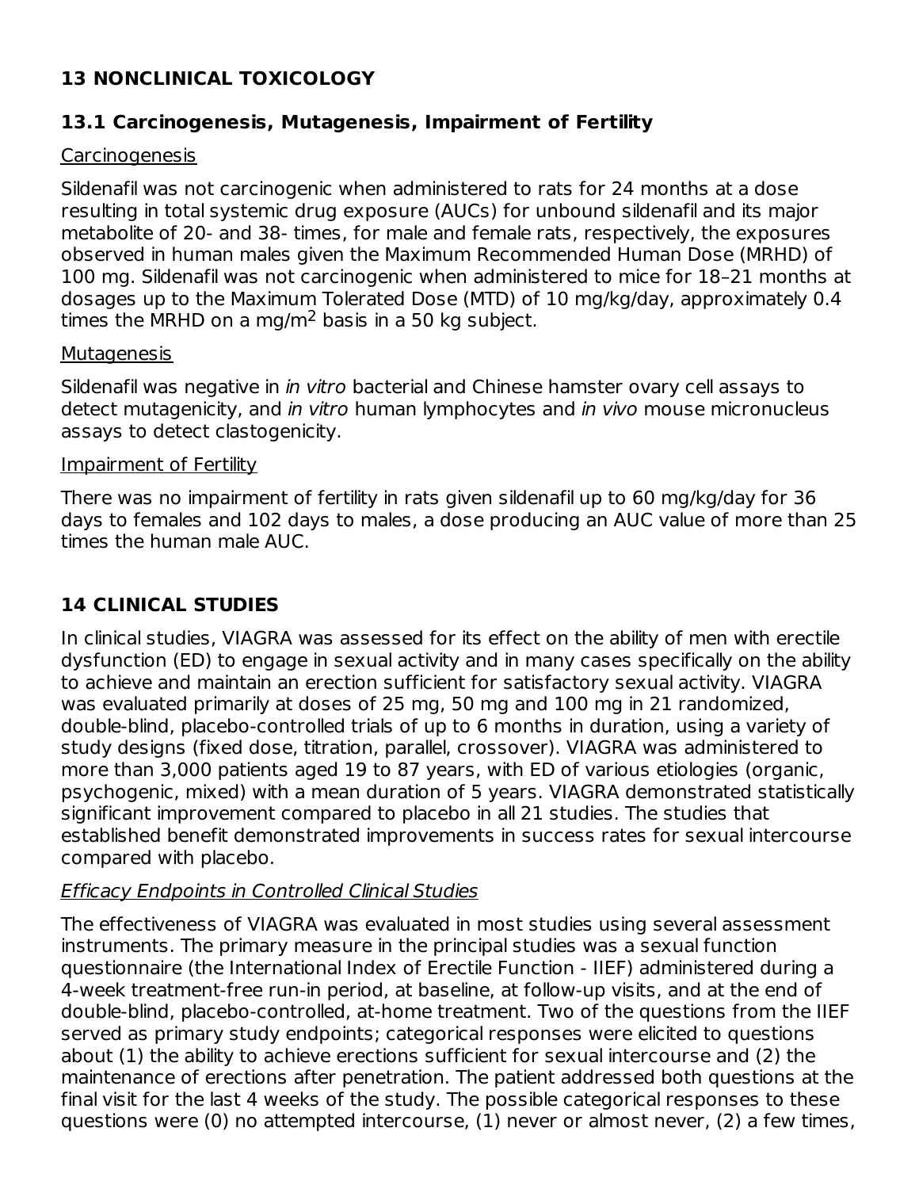## 13 NONCLINICAL TOXICOLOGY

### 13.1 Carcinogenesis, Mutagenesis, Impairment of Fertility

Carcinogenesis

Sildenafil was not carcinogenic when administered to rats for 24 months at a dose resulting in total systemic drug exposure (AUCs) for unbound sildenafil and its major metabolite of 20- and 38- times, for male and female rats, respectively, the exposures observed in human males given the Maximum Recommended Human Dose (MRHD) of 100 mg. Sildenafil was not carcinogenic when administered to mice for 18–21 months at dosages up to the Maximum Tolerated Dose (MTD) of 10 mg/kg/day, approximately 0.4 times the MRHD on a mg/$m^2$ basis in a 50 kg subject.

Mutagenesis

Sildenafil was negative in *in vitro* bacterial and Chinese hamster ovary cell assays to detect mutagenicity, and *in vitro* human lymphocytes and *in vivo* mouse micronucleus assays to detect clastogenicity.

Impairment of Fertility

There was no impairment of fertility in rats given sildenafil up to 60 mg/kg/day for 36 days to females and 102 days to males, a dose producing an AUC value of more than 25 times the human male AUC.

## 14 CLINICAL STUDIES

In clinical studies, VIAGRA was assessed for its effect on the ability of men with erectile dysfunction (ED) to engage in sexual activity and in many cases specifically on the ability to achieve and maintain an erection sufficient for satisfactory sexual activity. VIAGRA was evaluated primarily at doses of 25 mg, 50 mg and 100 mg in 21 randomized, double-blind, placebo-controlled trials of up to 6 months in duration, using a variety of study designs (fixed dose, titration, parallel, crossover). VIAGRA was administered to more than 3,000 patients aged 19 to 87 years, with ED of various etiologies (organic, psychogenic, mixed) with a mean duration of 5 years. VIAGRA demonstrated statistically significant improvement compared to placebo in all 21 studies. The studies that established benefit demonstrated improvements in success rates for sexual intercourse compared with placebo.

*Efficacy Endpoints in Controlled Clinical Studies*

The effectiveness of VIAGRA was evaluated in most studies using several assessment instruments. The primary measure in the principal studies was a sexual function questionnaire (the International Index of Erectile Function - IIEF) administered during a 4-week treatment-free run-in period, at baseline, at follow-up visits, and at the end of double-blind, placebo-controlled, at-home treatment. Two of the questions from the IIEF served as primary study endpoints; categorical responses were elicited to questions about (1) the ability to achieve erections sufficient for sexual intercourse and (2) the maintenance of erections after penetration. The patient addressed both questions at the final visit for the last 4 weeks of the study. The possible categorical responses to these questions were (0) no attempted intercourse, (1) never or almost never, (2) a few times,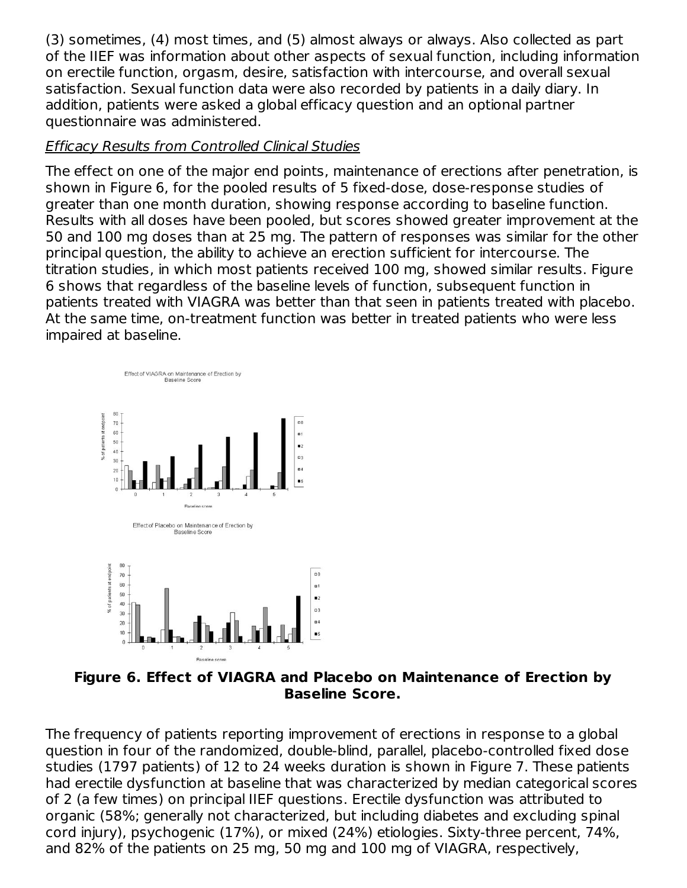(3) sometimes, (4) most times, and (5) almost always or always. Also collected as part of the IIEF was information about other aspects of sexual function, including information on erectile function, orgasm, desire, satisfaction with intercourse, and overall sexual satisfaction. Sexual function data were also recorded by patients in a daily diary. In addition, patients were asked a global efficacy question and an optional partner questionnaire was administered.

*Efficacy Results from Controlled Clinical Studies*

The effect on one of the major end points, maintenance of erections after penetration, is shown in Figure 6, for the pooled results of 5 fixed-dose, dose-response studies of greater than one month duration, showing response according to baseline function. Results with all doses have been pooled, but scores showed greater improvement at the 50 and 100 mg doses than at 25 mg. The pattern of responses was similar for the other principal question, the ability to achieve an erection sufficient for intercourse. The titration studies, in which most patients received 100 mg, showed similar results. Figure 6 shows that regardless of the baseline levels of function, subsequent function in patients treated with VIAGRA was better than that seen in patients treated with placebo. At the same time, on-treatment function was better in treated patients who were less impaired at baseline.

**Figure 6. Effect of VIAGRA and Placebo on Maintenance of Erection by Baseline Score.**

The frequency of patients reporting improvement of erections in response to a global question in four of the randomized, double-blind, parallel, placebo-controlled fixed dose studies (1797 patients) of 12 to 24 weeks duration is shown in Figure 7. These patients had erectile dysfunction at baseline that was characterized by median categorical scores of 2 (a few times) on principal IIEF questions. Erectile dysfunction was attributed to organic (58%; generally not characterized, but including diabetes and excluding spinal cord injury), psychogenic (17%), or mixed (24%) etiologies. Sixty-three percent, 74%, and 82% of the patients on 25 mg, 50 mg and 100 mg of VIAGRA, respectively,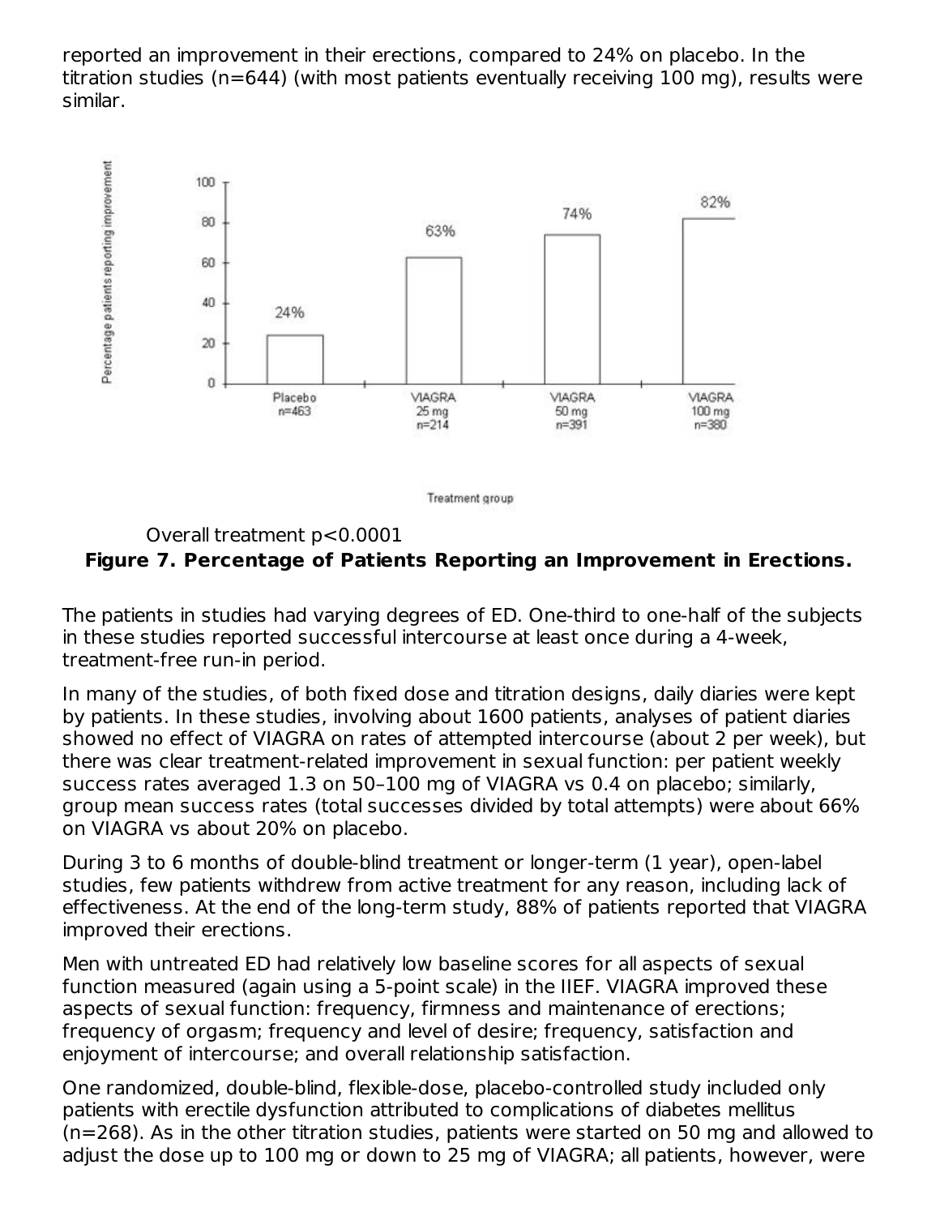reported an improvement in their erections, compared to 24% on placebo. In the titration studies (n=644) (with most patients eventually receiving 100 mg), results were similar.

Overall treatment $p<0.0001$

**Figure 7. Percentage of Patients Reporting an Improvement in Erections.**

The patients in studies had varying degrees of ED. One-third to one-half of the subjects in these studies reported successful intercourse at least once during a 4-week, treatment-free run-in period.

In many of the studies, of both fixed dose and titration designs, daily diaries were kept by patients. In these studies, involving about 1600 patients, analyses of patient diaries showed no effect of VIAGRA on rates of attempted intercourse (about 2 per week), but there was clear treatment-related improvement in sexual function: per patient weekly success rates averaged 1.3 on 50–100 mg of VIAGRA vs 0.4 on placebo; similarly, group mean success rates (total successes divided by total attempts) were about 66% on VIAGRA vs about 20% on placebo.

During 3 to 6 months of double-blind treatment or longer-term (1 year), open-label studies, few patients withdrew from active treatment for any reason, including lack of effectiveness. At the end of the long-term study, 88% of patients reported that VIAGRA improved their erections.

Men with untreated ED had relatively low baseline scores for all aspects of sexual function measured (again using a 5-point scale) in the IIEF. VIAGRA improved these aspects of sexual function: frequency, firmness and maintenance of erections; frequency of orgasm; frequency and level of desire; frequency, satisfaction and enjoyment of intercourse; and overall relationship satisfaction.

One randomized, double-blind, flexible-dose, placebo-controlled study included only patients with erectile dysfunction attributed to complications of diabetes mellitus (n=268). As in the other titration studies, patients were started on 50 mg and allowed to adjust the dose up to 100 mg or down to 25 mg of VIAGRA; all patients, however, were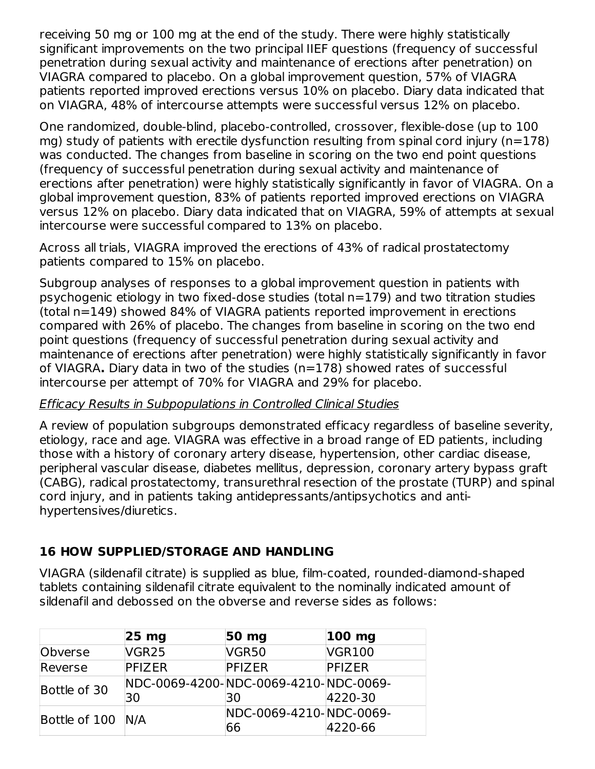receiving 50 mg or 100 mg at the end of the study. There were highly statistically significant improvements on the two principal IIEF questions (frequency of successful penetration during sexual activity and maintenance of erections after penetration) on VIAGRA compared to placebo. On a global improvement question, 57% of VIAGRA patients reported improved erections versus 10% on placebo. Diary data indicated that on VIAGRA, 48% of intercourse attempts were successful versus 12% on placebo.

One randomized, double-blind, placebo-controlled, crossover, flexible-dose (up to 100 mg) study of patients with erectile dysfunction resulting from spinal cord injury (n=178) was conducted. The changes from baseline in scoring on the two end point questions (frequency of successful penetration during sexual activity and maintenance of erections after penetration) were highly statistically significantly in favor of VIAGRA. On a global improvement question, 83% of patients reported improved erections on VIAGRA versus 12% on placebo. Diary data indicated that on VIAGRA, 59% of attempts at sexual intercourse were successful compared to 13% on placebo.

Across all trials, VIAGRA improved the erections of 43% of radical prostatectomy patients compared to 15% on placebo.

Subgroup analyses of responses to a global improvement question in patients with psychogenic etiology in two fixed-dose studies (total n=179) and two titration studies (total n=149) showed 84% of VIAGRA patients reported improvement in erections compared with 26% of placebo. The changes from baseline in scoring on the two end point questions (frequency of successful penetration during sexual activity and maintenance of erections after penetration) were highly statistically significantly in favor of VIAGRA**.** Diary data in two of the studies (n=178) showed rates of successful intercourse per attempt of 70% for VIAGRA and 29% for placebo.

*Efficacy Results in Subpopulations in Controlled Clinical Studies*

A review of population subgroups demonstrated efficacy regardless of baseline severity, etiology, race and age. VIAGRA was effective in a broad range of ED patients, including those with a history of coronary artery disease, hypertension, other cardiac disease, peripheral vascular disease, diabetes mellitus, depression, coronary artery bypass graft (CABG), radical prostatectomy, transurethral resection of the prostate (TURP) and spinal cord injury, and in patients taking antidepressants/antipsychotics and anti-hypertensives/diuretics.

## 16 HOW SUPPLIED/STORAGE AND HANDLING

VIAGRA (sildenafil citrate) is supplied as blue, film-coated, rounded-diamond-shaped tablets containing sildenafil citrate equivalent to the nominally indicated amount of sildenafil and debossed on the obverse and reverse sides as follows:

| | 25 mg | 50 mg | 100 mg |
|---|---|---|---|
| Obverse | VGR25 | VGR50 | VGR100 |
| Reverse | PFIZER | PFIZER | PFIZER |
| Bottle of 30 | NDC-0069-4200-30 | NDC-0069-4210-30 | NDC-0069-4220-30 |
| Bottle of 100 | N/A | NDC-0069-4210-66 | NDC-0069-4220-66 |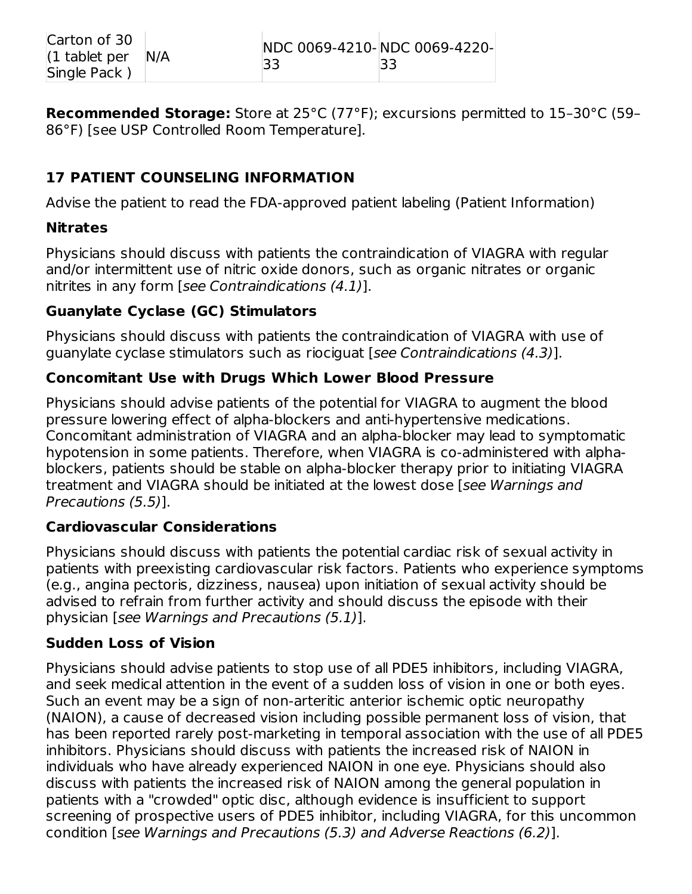| Carton of 30 (1 tablet per Single Pack ) | N/A | NDC 0069-4210-33 | NDC 0069-4220-33 |
|---|---|---|---|

**Recommended Storage:** Store at 25°C (77°F); excursions permitted to 15–30°C (59–86°F) [see USP Controlled Room Temperature].

## 17 PATIENT COUNSELING INFORMATION

Advise the patient to read the FDA-approved patient labeling (Patient Information)

### Nitrates

Physicians should discuss with patients the contraindication of VIAGRA with regular and/or intermittent use of nitric oxide donors, such as organic nitrates or organic nitrites in any form [*see Contraindications (4.1)*].

### Guanylate Cyclase (GC) Stimulators

Physicians should discuss with patients the contraindication of VIAGRA with use of guanylate cyclase stimulators such as riociguat [*see Contraindications (4.3)*].

### Concomitant Use with Drugs Which Lower Blood Pressure

Physicians should advise patients of the potential for VIAGRA to augment the blood pressure lowering effect of alpha-blockers and anti-hypertensive medications. Concomitant administration of VIAGRA and an alpha-blocker may lead to symptomatic hypotension in some patients. Therefore, when VIAGRA is co-administered with alpha-blockers, patients should be stable on alpha-blocker therapy prior to initiating VIAGRA treatment and VIAGRA should be initiated at the lowest dose [*see Warnings and Precautions (5.5)*].

### Cardiovascular Considerations

Physicians should discuss with patients the potential cardiac risk of sexual activity in patients with preexisting cardiovascular risk factors. Patients who experience symptoms (e.g., angina pectoris, dizziness, nausea) upon initiation of sexual activity should be advised to refrain from further activity and should discuss the episode with their physician [*see Warnings and Precautions (5.1)*].

### Sudden Loss of Vision

Physicians should advise patients to stop use of all PDE5 inhibitors, including VIAGRA, and seek medical attention in the event of a sudden loss of vision in one or both eyes. Such an event may be a sign of non-arteritic anterior ischemic optic neuropathy (NAION), a cause of decreased vision including possible permanent loss of vision, that has been reported rarely post-marketing in temporal association with the use of all PDE5 inhibitors. Physicians should discuss with patients the increased risk of NAION in individuals who have already experienced NAION in one eye. Physicians should also discuss with patients the increased risk of NAION among the general population in patients with a "crowded" optic disc, although evidence is insufficient to support screening of prospective users of PDE5 inhibitor, including VIAGRA, for this uncommon condition [*see Warnings and Precautions (5.3) and Adverse Reactions (6.2)*].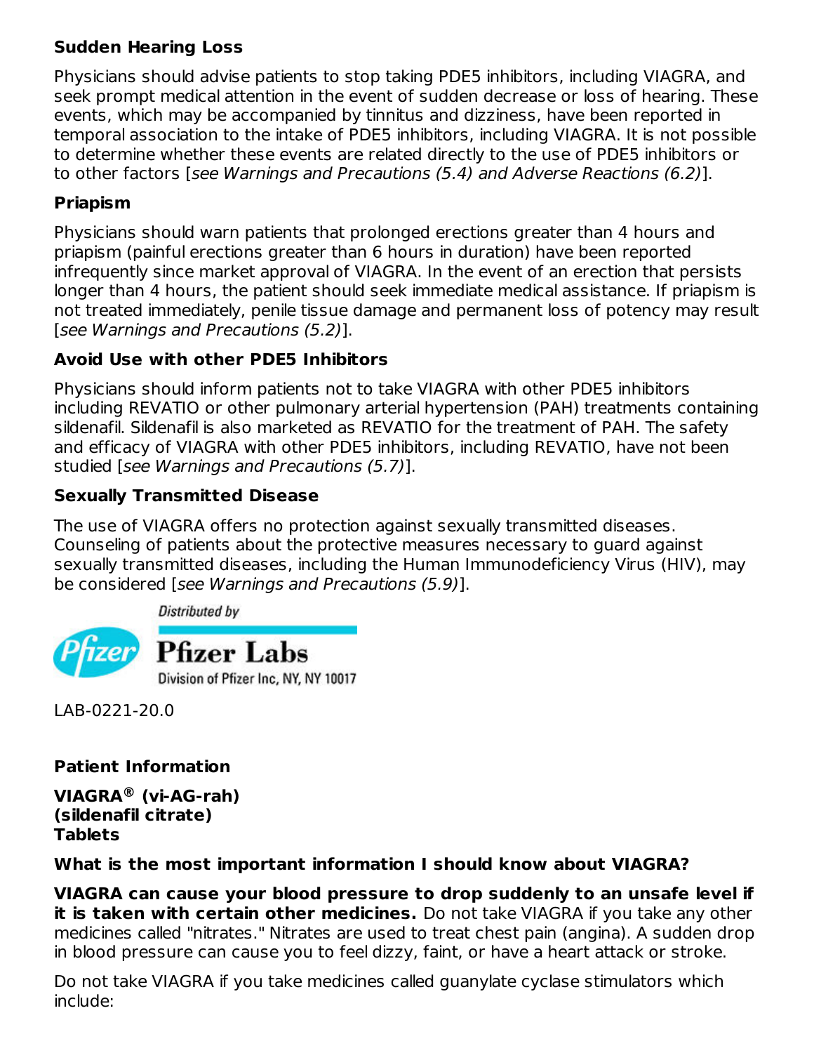**Sudden Hearing Loss**

Physicians should advise patients to stop taking PDE5 inhibitors, including VIAGRA, and seek prompt medical attention in the event of sudden decrease or loss of hearing. These events, which may be accompanied by tinnitus and dizziness, have been reported in temporal association to the intake of PDE5 inhibitors, including VIAGRA. It is not possible to determine whether these events are related directly to the use of PDE5 inhibitors or to other factors [*see Warnings and Precautions (5.4) and Adverse Reactions (6.2)*].

**Priapism**

Physicians should warn patients that prolonged erections greater than 4 hours and priapism (painful erections greater than 6 hours in duration) have been reported infrequently since market approval of VIAGRA. In the event of an erection that persists longer than 4 hours, the patient should seek immediate medical assistance. If priapism is not treated immediately, penile tissue damage and permanent loss of potency may result [*see Warnings and Precautions (5.2)*].

**Avoid Use with other PDE5 Inhibitors**

Physicians should inform patients not to take VIAGRA with other PDE5 inhibitors including REVATIO or other pulmonary arterial hypertension (PAH) treatments containing sildenafil. Sildenafil is also marketed as REVATIO for the treatment of PAH. The safety and efficacy of VIAGRA with other PDE5 inhibitors, including REVATIO, have not been studied [*see Warnings and Precautions (5.7)*].

**Sexually Transmitted Disease**

The use of VIAGRA offers no protection against sexually transmitted diseases. Counseling of patients about the protective measures necessary to guard against sexually transmitted diseases, including the Human Immunodeficiency Virus (HIV), may be considered [*see Warnings and Precautions (5.9)*].

Distributed by
Pfizer Labs
Division of Pfizer Inc, NY, NY 10017

LAB-0221-20.0

**Patient Information**

**VIAGRA® (vi-AG-rah)**
**(sildenafil citrate)**
**Tablets**

**What is the most important information I should know about VIAGRA?**

**VIAGRA can cause your blood pressure to drop suddenly to an unsafe level if it is taken with certain other medicines.** Do not take VIAGRA if you take any other medicines called "nitrates." Nitrates are used to treat chest pain (angina). A sudden drop in blood pressure can cause you to feel dizzy, faint, or have a heart attack or stroke.

Do not take VIAGRA if you take medicines called guanylate cyclase stimulators which include: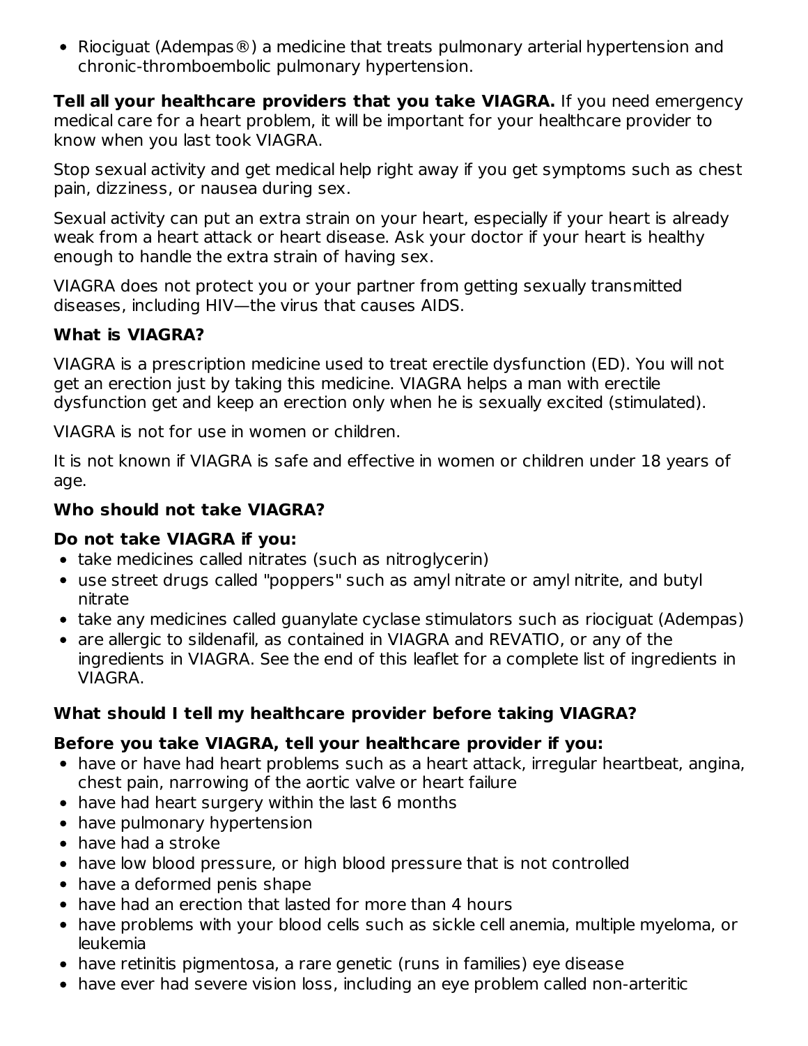- Riociguat (Adempas®) a medicine that treats pulmonary arterial hypertension and chronic-thromboembolic pulmonary hypertension.

**Tell all your healthcare providers that you take VIAGRA.** If you need emergency medical care for a heart problem, it will be important for your healthcare provider to know when you last took VIAGRA.

Stop sexual activity and get medical help right away if you get symptoms such as chest pain, dizziness, or nausea during sex.

Sexual activity can put an extra strain on your heart, especially if your heart is already weak from a heart attack or heart disease. Ask your doctor if your heart is healthy enough to handle the extra strain of having sex.

VIAGRA does not protect you or your partner from getting sexually transmitted diseases, including HIV—the virus that causes AIDS.

**What is VIAGRA?**

VIAGRA is a prescription medicine used to treat erectile dysfunction (ED). You will not get an erection just by taking this medicine. VIAGRA helps a man with erectile dysfunction get and keep an erection only when he is sexually excited (stimulated).

VIAGRA is not for use in women or children.

It is not known if VIAGRA is safe and effective in women or children under 18 years of age.

**Who should not take VIAGRA?**

**Do not take VIAGRA if you:**

- take medicines called nitrates (such as nitroglycerin)
- use street drugs called "poppers" such as amyl nitrate or amyl nitrite, and butyl nitrate
- take any medicines called guanylate cyclase stimulators such as riociguat (Adempas)
- are allergic to sildenafil, as contained in VIAGRA and REVATIO, or any of the ingredients in VIAGRA. See the end of this leaflet for a complete list of ingredients in VIAGRA.

**What should I tell my healthcare provider before taking VIAGRA?**

**Before you take VIAGRA, tell your healthcare provider if you:**

- have or have had heart problems such as a heart attack, irregular heartbeat, angina, chest pain, narrowing of the aortic valve or heart failure
- have had heart surgery within the last 6 months
- have pulmonary hypertension
- have had a stroke
- have low blood pressure, or high blood pressure that is not controlled
- have a deformed penis shape
- have had an erection that lasted for more than 4 hours
- have problems with your blood cells such as sickle cell anemia, multiple myeloma, or leukemia
- have retinitis pigmentosa, a rare genetic (runs in families) eye disease
- have ever had severe vision loss, including an eye problem called non-arteritic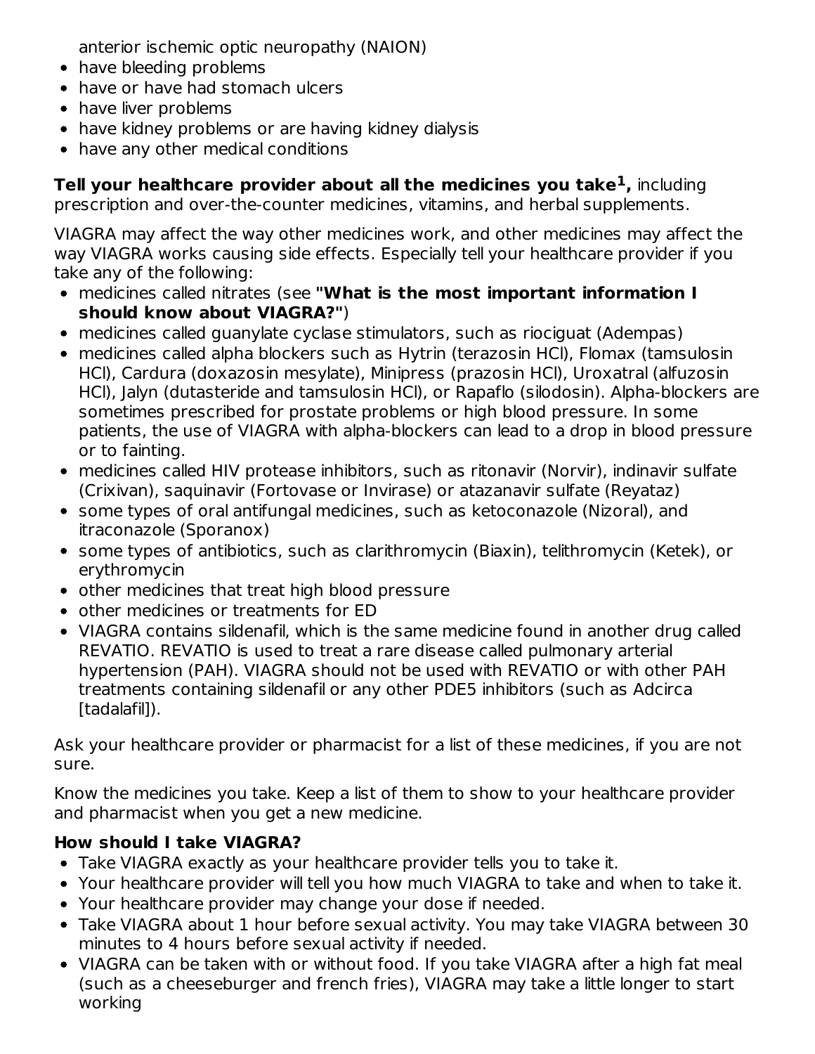anterior ischemic optic neuropathy (NAION)

- have bleeding problems
- have or have had stomach ulcers
- have liver problems
- have kidney problems or are having kidney dialysis
- have any other medical conditions

**Tell your healthcare provider about all the medicines you take[1],** including prescription and over-the-counter medicines, vitamins, and herbal supplements.

VIAGRA may affect the way other medicines work, and other medicines may affect the way VIAGRA works causing side effects. Especially tell your healthcare provider if you take any of the following:

- medicines called nitrates (see **"What is the most important information I should know about VIAGRA?"**)
- medicines called guanylate cyclase stimulators, such as riociguat (Adempas)
- medicines called alpha blockers such as Hytrin (terazosin HCl), Flomax (tamsulosin HCl), Cardura (doxazosin mesylate), Minipress (prazosin HCl), Uroxatral (alfuzosin HCl), Jalyn (dutasteride and tamsulosin HCl), or Rapaflo (silodosin). Alpha-blockers are sometimes prescribed for prostate problems or high blood pressure. In some patients, the use of VIAGRA with alpha-blockers can lead to a drop in blood pressure or to fainting.
- medicines called HIV protease inhibitors, such as ritonavir (Norvir), indinavir sulfate (Crixivan), saquinavir (Fortovase or Invirase) or atazanavir sulfate (Reyataz)
- some types of oral antifungal medicines, such as ketoconazole (Nizoral), and itraconazole (Sporanox)
- some types of antibiotics, such as clarithromycin (Biaxin), telithromycin (Ketek), or erythromycin
- other medicines that treat high blood pressure
- other medicines or treatments for ED
- VIAGRA contains sildenafil, which is the same medicine found in another drug called REVATIO. REVATIO is used to treat a rare disease called pulmonary arterial hypertension (PAH). VIAGRA should not be used with REVATIO or with other PAH treatments containing sildenafil or any other PDE5 inhibitors (such as Adcirca [tadalafil]).

Ask your healthcare provider or pharmacist for a list of these medicines, if you are not sure.

Know the medicines you take. Keep a list of them to show to your healthcare provider and pharmacist when you get a new medicine.

**How should I take VIAGRA?**

- Take VIAGRA exactly as your healthcare provider tells you to take it.
- Your healthcare provider will tell you how much VIAGRA to take and when to take it.
- Your healthcare provider may change your dose if needed.
- Take VIAGRA about 1 hour before sexual activity. You may take VIAGRA between 30 minutes to 4 hours before sexual activity if needed.
- VIAGRA can be taken with or without food. If you take VIAGRA after a high fat meal (such as a cheeseburger and french fries), VIAGRA may take a little longer to start working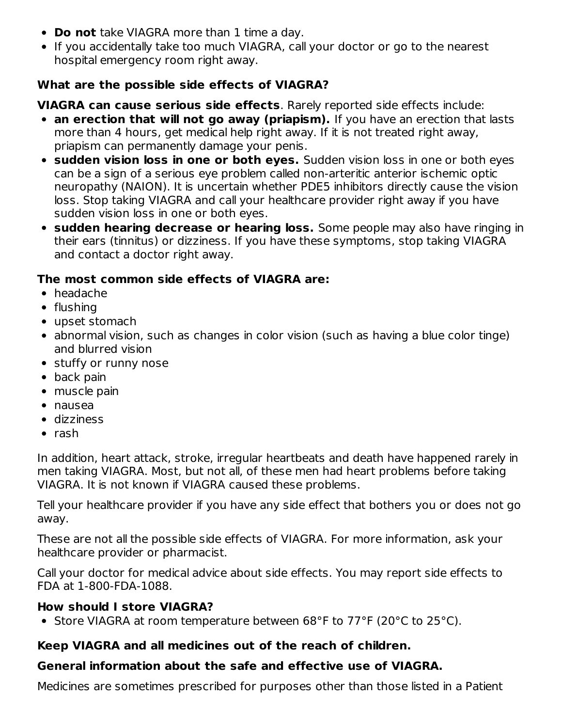- **Do not** take VIAGRA more than 1 time a day.
- If you accidentally take too much VIAGRA, call your doctor or go to the nearest hospital emergency room right away.

**What are the possible side effects of VIAGRA?**

**VIAGRA can cause serious side effects**. Rarely reported side effects include:

- **an erection that will not go away (priapism).** If you have an erection that lasts more than 4 hours, get medical help right away. If it is not treated right away, priapism can permanently damage your penis.
- **sudden vision loss in one or both eyes.** Sudden vision loss in one or both eyes can be a sign of a serious eye problem called non-arteritic anterior ischemic optic neuropathy (NAION). It is uncertain whether PDE5 inhibitors directly cause the vision loss. Stop taking VIAGRA and call your healthcare provider right away if you have sudden vision loss in one or both eyes.
- **sudden hearing decrease or hearing loss.** Some people may also have ringing in their ears (tinnitus) or dizziness. If you have these symptoms, stop taking VIAGRA and contact a doctor right away.

**The most common side effects of VIAGRA are:**

- headache
- flushing
- upset stomach
- abnormal vision, such as changes in color vision (such as having a blue color tinge) and blurred vision
- stuffy or runny nose
- back pain
- muscle pain
- nausea
- dizziness
- rash

In addition, heart attack, stroke, irregular heartbeats and death have happened rarely in men taking VIAGRA. Most, but not all, of these men had heart problems before taking VIAGRA. It is not known if VIAGRA caused these problems.

Tell your healthcare provider if you have any side effect that bothers you or does not go away.

These are not all the possible side effects of VIAGRA. For more information, ask your healthcare provider or pharmacist.

Call your doctor for medical advice about side effects. You may report side effects to FDA at 1-800-FDA-1088.

**How should I store VIAGRA?**

- Store VIAGRA at room temperature between 68°F to 77°F (20°C to 25°C).

**Keep VIAGRA and all medicines out of the reach of children.**

**General information about the safe and effective use of VIAGRA.**

Medicines are sometimes prescribed for purposes other than those listed in a Patient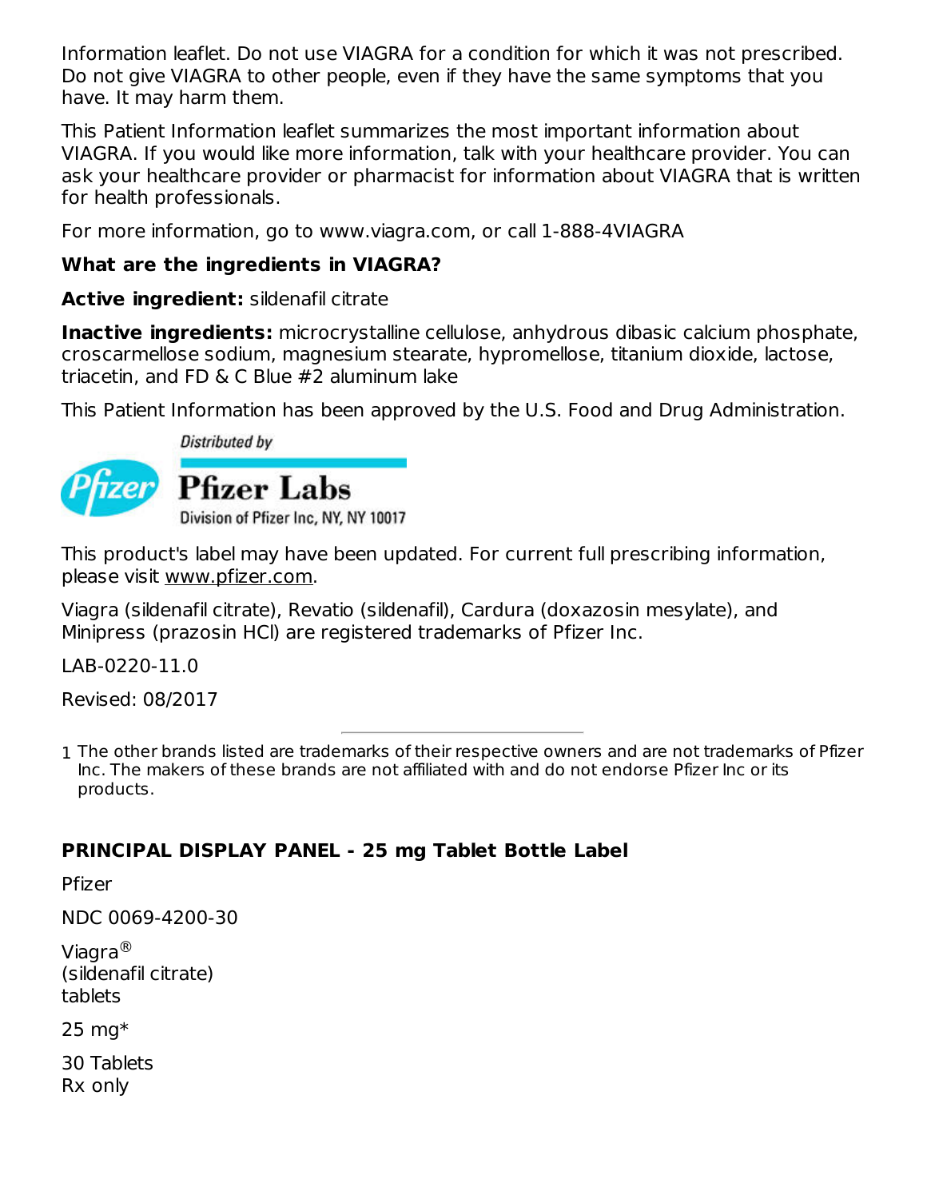Information leaflet. Do not use VIAGRA for a condition for which it was not prescribed. Do not give VIAGRA to other people, even if they have the same symptoms that you have. It may harm them.

This Patient Information leaflet summarizes the most important information about VIAGRA. If you would like more information, talk with your healthcare provider. You can ask your healthcare provider or pharmacist for information about VIAGRA that is written for health professionals.

For more information, go to www.viagra.com, or call 1-888-4VIAGRA

**What are the ingredients in VIAGRA?**

**Active ingredient:** sildenafil citrate

**Inactive ingredients:** microcrystalline cellulose, anhydrous dibasic calcium phosphate, croscarmellose sodium, magnesium stearate, hypromellose, titanium dioxide, lactose, triacetin, and FD & C Blue #2 aluminum lake

This Patient Information has been approved by the U.S. Food and Drug Administration.

*Distributed by*

Pfizer

**Pfizer Labs**

Division of Pfizer Inc, NY, NY 10017

This product's label may have been updated. For current full prescribing information, please visit www.pfizer.com.

Viagra (sildenafil citrate), Revatio (sildenafil), Cardura (doxazosin mesylate), and Minipress (prazosin HCl) are registered trademarks of Pfizer Inc.

LAB-0220-11.0

Revised: 08/2017

---

1 The other brands listed are trademarks of their respective owners and are not trademarks of Pfizer Inc. The makers of these brands are not affiliated with and do not endorse Pfizer Inc or its products.

**PRINCIPAL DISPLAY PANEL - 25 mg Tablet Bottle Label**

Pfizer

NDC 0069-4200-30

Viagra®
(sildenafil citrate)
tablets

25 mg*

30 Tablets
Rx only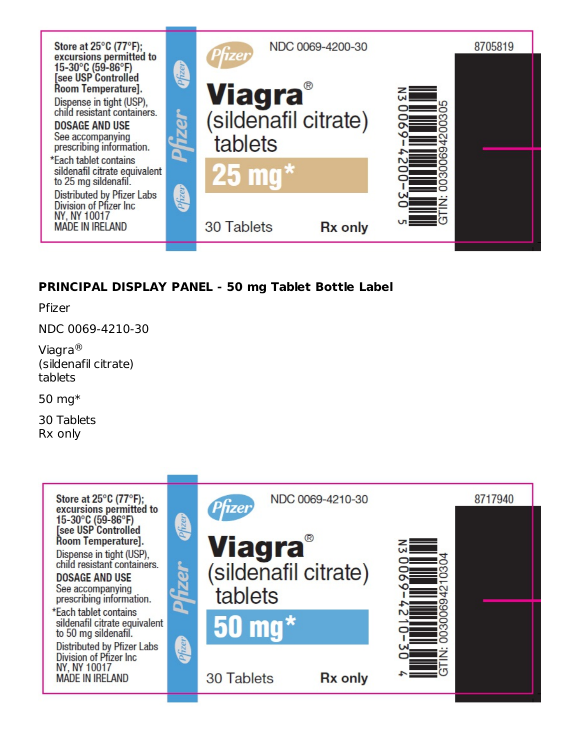Store at 25°C (77°F); excursions permitted to 15-30°C (59-86°F) [see USP Controlled Room Temperature].

Dispense in tight (USP), child resistant containers.

DOSAGE AND USE
See accompanying prescribing information.

*Each tablet contains sildenafil citrate equivalent to 25 mg sildenafil.

Distributed by Pfizer Labs
Division of Pfizer Inc
NY, NY 10017
MADE IN IRELAND

Pfizer

NDC 0069-4200-30

8705819

Viagra®
(sildenafil citrate)
tablets

25 mg*

30 Tablets

Rx only

N3 0069-4200-30 5

GTIN: 00300694200305

**PRINCIPAL DISPLAY PANEL - 50 mg Tablet Bottle Label**

Pfizer

NDC 0069-4210-30

Viagra®
(sildenafil citrate)
tablets

50 mg*

30 Tablets
Rx only

Store at 25°C (77°F); excursions permitted to 15-30°C (59-86°F) [see USP Controlled Room Temperature].

Dispense in tight (USP), child resistant containers.

DOSAGE AND USE
See accompanying prescribing information.

*Each tablet contains sildenafil citrate equivalent to 50 mg sildenafil.

Distributed by Pfizer Labs
Division of Pfizer Inc
NY, NY 10017
MADE IN IRELAND

Pfizer

NDC 0069-4210-30

8717940

Viagra®
(sildenafil citrate)
tablets

50 mg*

30 Tablets

Rx only

N3 0069-4210-30 4

GTIN: 00300694210304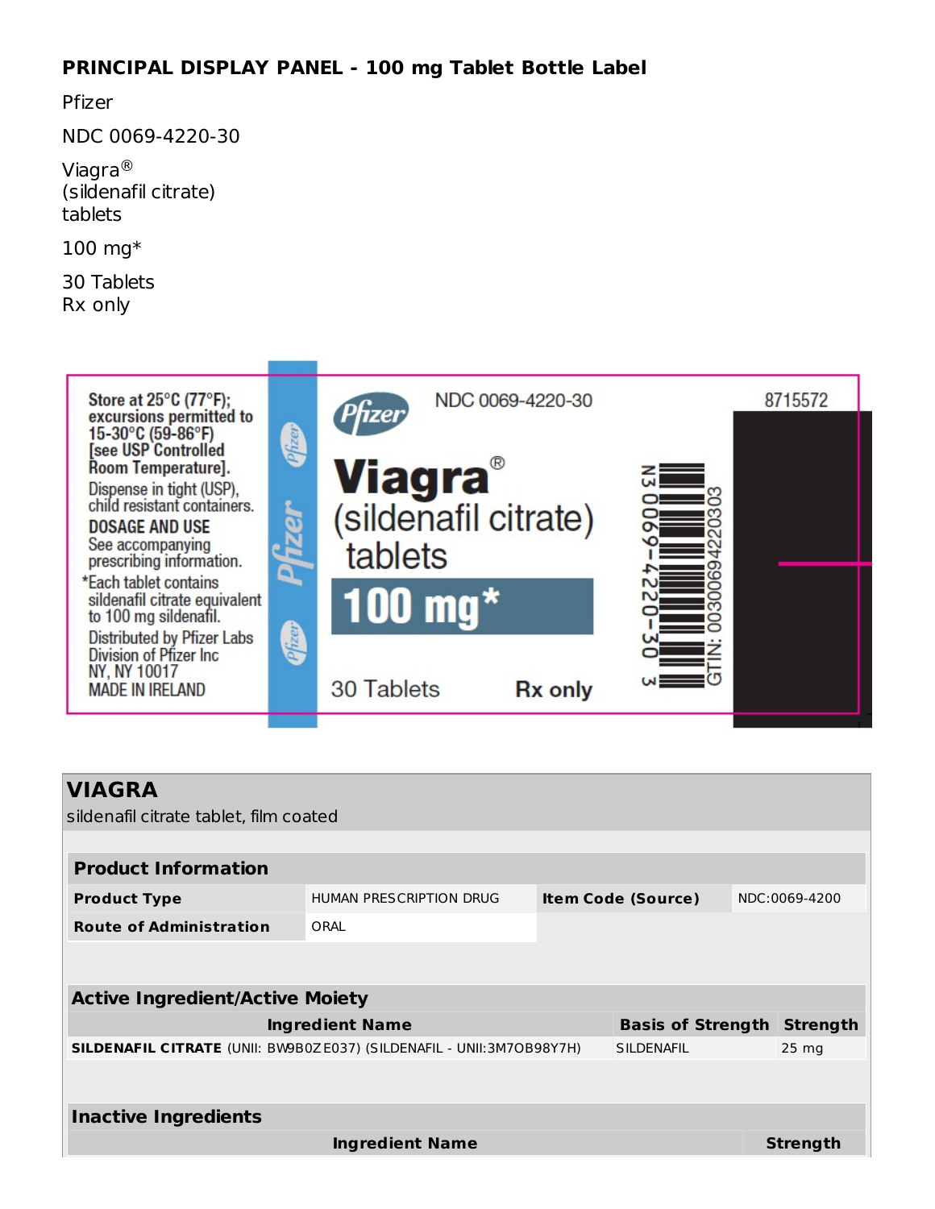**PRINCIPAL DISPLAY PANEL - 100 mg Tablet Bottle Label**

Pfizer

NDC 0069-4220-30

Viagra®
(sildenafil citrate)
tablets

100 mg*

30 Tablets
Rx only

Store at 25°C (77°F); excursions permitted to 15-30°C (59-86°F) [see USP Controlled Room Temperature].

Dispense in tight (USP), child resistant containers.

DOSAGE AND USE
See accompanying prescribing information.

*Each tablet contains sildenafil citrate equivalent to 100 mg sildenafil.

Distributed by Pfizer Labs
Division of Pfizer Inc
NY, NY 10017
MADE IN IRELAND

Pfizer

NDC 0069-4220-30

Viagra®
(sildenafil citrate)
tablets

100 mg*

30 Tablets Rx only

N3 0069-4220-30 3

GTIN: 00300694220303

8715572

## VIAGRA

sildenafil citrate tablet, film coated

| Product Information | | | |
|---|---|---|---|
| **Product Type** | HUMAN PRESCRIPTION DRUG | **Item Code (Source)** | NDC:0069-4200 |
| **Route of Administration** | ORAL | | |

| Active Ingredient/Active Moiety | | |
|---|---|---|
| **Ingredient Name** | **Basis of Strength** | **Strength** |
| **SILDENAFIL CITRATE** (UNII: BW9B0ZE037) (SILDENAFIL - UNII:3M7OB98Y7H) | SILDENAFIL | 25 mg |

| Inactive Ingredients | |
|---|---|
| **Ingredient Name** | **Strength** |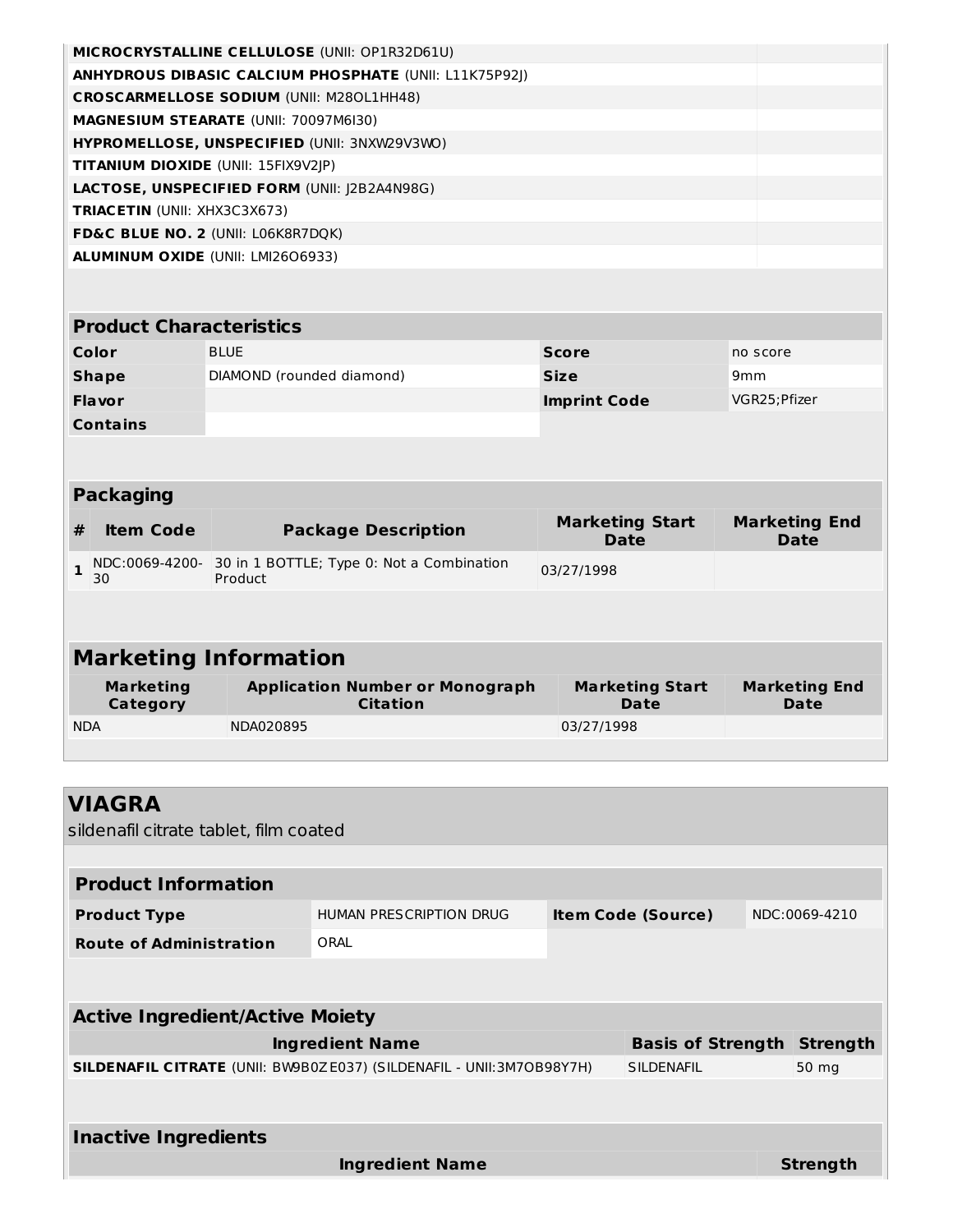| | |
|---|---|
| **MICROCRYSTALLINE CELLULOSE** (UNII: OP1R32D61U) | |
| **ANHYDROUS DIBASIC CALCIUM PHOSPHATE** (UNII: L11K75P92J) | |
| **CROSCARMELLOSE SODIUM** (UNII: M28OL1HH48) | |
| **MAGNESIUM STEARATE** (UNII: 70097M6I30) | |
| **HYPROMELLOSE, UNSPECIFIED** (UNII: 3NXW29V3WO) | |
| **TITANIUM DIOXIDE** (UNII: 15FIX9V2JP) | |
| **LACTOSE, UNSPECIFIED FORM** (UNII: J2B2A4N98G) | |
| **TRIACETIN** (UNII: XHX3C3X673) | |
| **FD&C BLUE NO. 2** (UNII: L06K8R7DQK) | |
| **ALUMINUM OXIDE** (UNII: LMI26O6933) | |

## Product Characteristics

| | | | |
|---|---|---|---|
| **Color** | BLUE | **Score** | no score |
| **Shape** | DIAMOND (rounded diamond) | **Size** | 9mm |
| **Flavor** | | **Imprint Code** | VGR25;Pfizer |
| **Contains** | | | |

## Packaging

| # | Item Code | Package Description | Marketing Start Date | Marketing End Date |
|---|---|---|---|---|
| 1 | NDC:0069-4200-30 | 30 in 1 BOTTLE; Type 0: Not a Combination Product | 03/27/1998 | |

## Marketing Information

| Marketing Category | Application Number or Monograph Citation | Marketing Start Date | Marketing End Date |
|---|---|---|---|
| NDA | NDA020895 | 03/27/1998 | |

# VIAGRA

sildenafil citrate tablet, film coated

## Product Information

| | | | |
|---|---|---|---|
| **Product Type** | HUMAN PRESCRIPTION DRUG | **Item Code (Source)** | NDC:0069-4210 |
| **Route of Administration** | ORAL | | |

## Active Ingredient/Active Moiety

| Ingredient Name | Basis of Strength | Strength |
|---|---|---|
| **SILDENAFIL CITRATE** (UNII: BW9B0ZE037) (SILDENAFIL - UNII:3M7OB98Y7H) | SILDENAFIL | 50 mg |

## Inactive Ingredients

| Ingredient Name | Strength |
|---|---|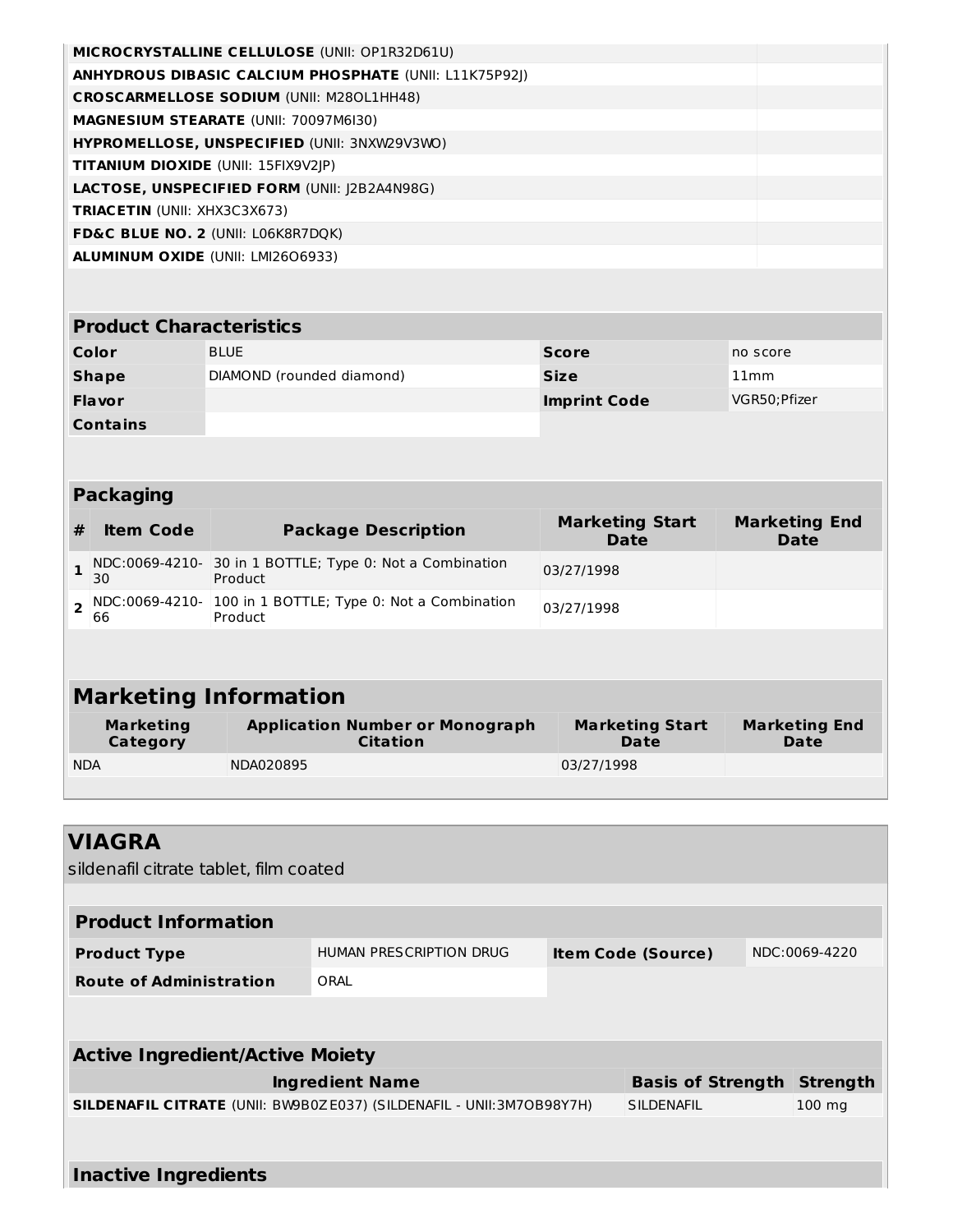| | |
|---|---|
| **MICROCRYSTALLINE CELLULOSE** (UNII: OP1R32D61U) | |
| **ANHYDROUS DIBASIC CALCIUM PHOSPHATE** (UNII: L11K75P92J) | |
| **CROSCARMELLOSE SODIUM** (UNII: M28OL1HH48) | |
| **MAGNESIUM STEARATE** (UNII: 70097M6I30) | |
| **HYPROMELLOSE, UNSPECIFIED** (UNII: 3NXW29V3WO) | |
| **TITANIUM DIOXIDE** (UNII: 15FIX9V2JP) | |
| **LACTOSE, UNSPECIFIED FORM** (UNII: J2B2A4N98G) | |
| **TRIACETIN** (UNII: XHX3C3X673) | |
| **FD&C BLUE NO. 2** (UNII: L06K8R7DQK) | |
| **ALUMINUM OXIDE** (UNII: LMI26O6933) | |

## Product Characteristics

| | | | |
|---|---|---|---|
| **Color** | BLUE | **Score** | no score |
| **Shape** | DIAMOND (rounded diamond) | **Size** | 11mm |
| **Flavor** | | **Imprint Code** | VGR50;Pfizer |
| **Contains** | | | |

## Packaging

| # | Item Code | Package Description | Marketing Start Date | Marketing End Date |
|---|---|---|---|---|
| 1 | NDC:0069-4210-30 | 30 in 1 BOTTLE; Type 0: Not a Combination Product | 03/27/1998 | |
| 2 | NDC:0069-4210-66 | 100 in 1 BOTTLE; Type 0: Not a Combination Product | 03/27/1998 | |

## Marketing Information

| Marketing Category | Application Number or Monograph Citation | Marketing Start Date | Marketing End Date |
|---|---|---|---|
| NDA | NDA020895 | 03/27/1998 | |

# VIAGRA

sildenafil citrate tablet, film coated

## Product Information

| | | | |
|---|---|---|---|
| **Product Type** | HUMAN PRESCRIPTION DRUG | **Item Code (Source)** | NDC:0069-4220 |
| **Route of Administration** | ORAL | | |

## Active Ingredient/Active Moiety

| Ingredient Name | Basis of Strength | Strength |
|---|---|---|
| **SILDENAFIL CITRATE** (UNII: BW9B0ZE037) (SILDENAFIL - UNII:3M7OB98Y7H) | SILDENAFIL | 100 mg |

## Inactive Ingredients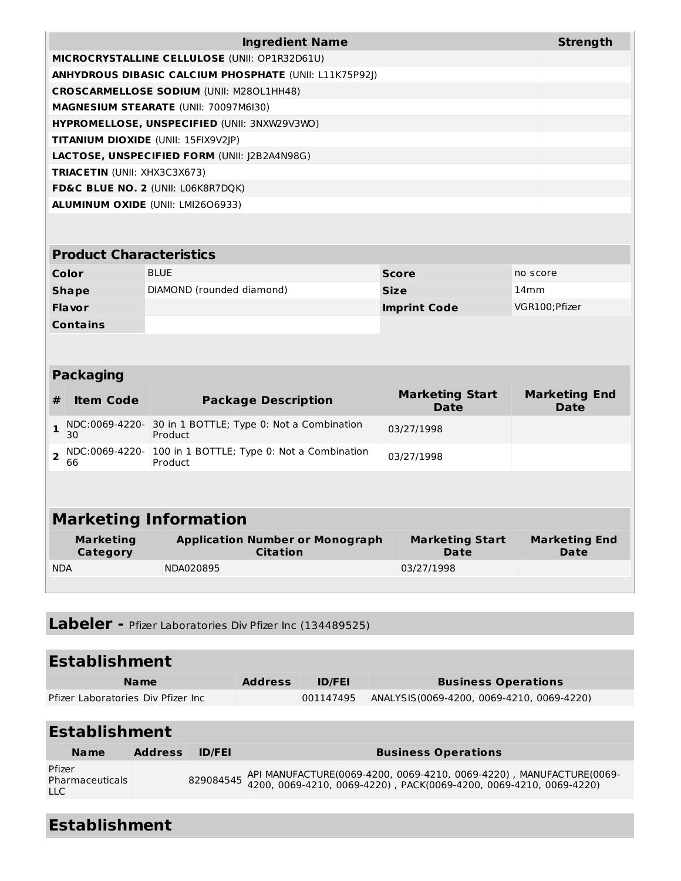| Ingredient Name | Strength |
|---|---|
| **MICROCRYSTALLINE CELLULOSE** (UNII: OP1R32D61U) | |
| **ANHYDROUS DIBASIC CALCIUM PHOSPHATE** (UNII: L11K75P92J) | |
| **CROSCARMELLOSE SODIUM** (UNII: M28OL1HH48) | |
| **MAGNESIUM STEARATE** (UNII: 70097M6I30) | |
| **HYPROMELLOSE, UNSPECIFIED** (UNII: 3NXW29V3WO) | |
| **TITANIUM DIOXIDE** (UNII: 15FIX9V2JP) | |
| **LACTOSE, UNSPECIFIED FORM** (UNII: J2B2A4N98G) | |
| **TRIACETIN** (UNII: XHX3C3X673) | |
| **FD&C BLUE NO. 2** (UNII: L06K8R7DQK) | |
| **ALUMINUM OXIDE** (UNII: LMI26O6933) | |

## Product Characteristics

| | | | |
|---|---|---|---|
| **Color** | BLUE | **Score** | no score |
| **Shape** | DIAMOND (rounded diamond) | **Size** | 14mm |
| **Flavor** | | **Imprint Code** | VGR100;Pfizer |
| **Contains** | | | |

## Packaging

| # | Item Code | Package Description | Marketing Start Date | Marketing End Date |
|---|---|---|---|---|
| 1 | NDC:0069-4220-30 | 30 in 1 BOTTLE; Type 0: Not a Combination Product | 03/27/1998 | |
| 2 | NDC:0069-4220-66 | 100 in 1 BOTTLE; Type 0: Not a Combination Product | 03/27/1998 | |

## Marketing Information

| Marketing Category | Application Number or Monograph Citation | Marketing Start Date | Marketing End Date |
|---|---|---|---|
| NDA | NDA020895 | 03/27/1998 | |

## Labeler - Pfizer Laboratories Div Pfizer Inc (134489525)

## Establishment

| Name | Address | ID/FEI | Business Operations |
|---|---|---|---|
| Pfizer Laboratories Div Pfizer Inc | | 001147495 | ANALYSIS(0069-4200, 0069-4210, 0069-4220) |

## Establishment

| Name | Address | ID/FEI | Business Operations |
|---|---|---|---|
| Pfizer Pharmaceuticals LLC | | 829084545 | API MANUFACTURE(0069-4200, 0069-4210, 0069-4220) , MANUFACTURE(0069-4200, 0069-4210, 0069-4220) , PACK(0069-4200, 0069-4210, 0069-4220) |

## Establishment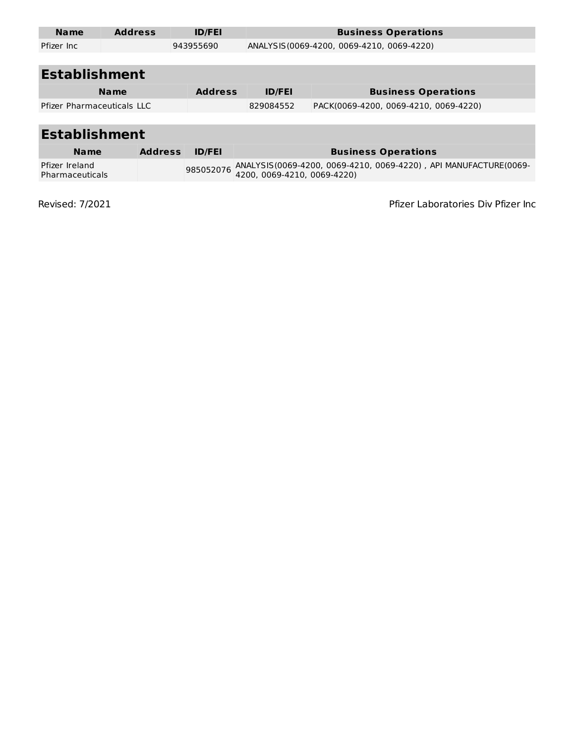| Name | Address | ID/FEI | Business Operations |
|---|---|---|---|
| Pfizer Inc | | 943955690 | ANALYSIS(0069-4200, 0069-4210, 0069-4220) |

## Establishment

| Name | Address | ID/FEI | Business Operations |
|---|---|---|---|
| Pfizer Pharmaceuticals LLC | | 829084552 | PACK(0069-4200, 0069-4210, 0069-4220) |

## Establishment

| Name | Address | ID/FEI | Business Operations |
|---|---|---|---|
| Pfizer Ireland Pharmaceuticals | | 985052076 | ANALYSIS(0069-4200, 0069-4210, 0069-4220) , API MANUFACTURE(0069-4200, 0069-4210, 0069-4220) |

Revised: 7/2021

Pfizer Laboratories Div Pfizer Inc